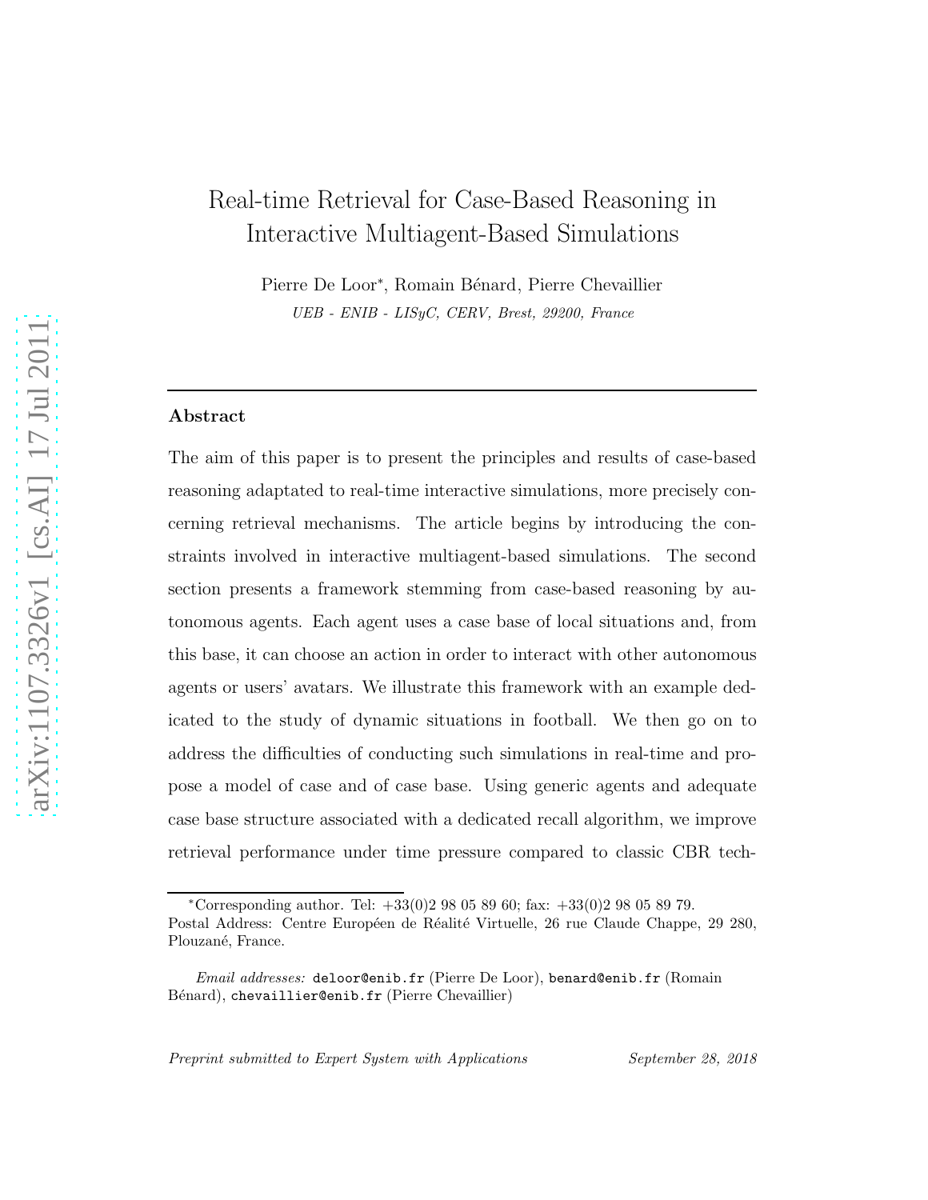# Real-time Retrieval for Case-Based Reasoning in Interactive Multiagent-Based Simulations

Pierre De Loor*, Romain Bénard, Pierre Chevaillier

*UEB - ENIB - LISyC, CERV, Brest, 29200, France*

---

## Abstract

The aim of this paper is to present the principles and results of case-based reasoning adaptated to real-time interactive simulations, more precisely concerning retrieval mechanisms. The article begins by introducing the constraints involved in interactive multiagent-based simulations. The second section presents a framework stemming from case-based reasoning by autonomous agents. Each agent uses a case base of local situations and, from this base, it can choose an action in order to interact with other autonomous agents or users' avatars. We illustrate this framework with an example dedicated to the study of dynamic situations in football. We then go on to address the difficulties of conducting such simulations in real-time and propose a model of case and of case base. Using generic agents and adequate case base structure associated with a dedicated recall algorithm, we improve retrieval performance under time pressure compared to classic CBR tech-

---

*Corresponding author. Tel: +33(0)2 98 05 89 60; fax: +33(0)2 98 05 89 79. Postal Address: Centre Européen de Réalité Virtuelle, 26 rue Claude Chappe, 29 280, Plouzané, France.

*Email addresses:* deloor@enib.fr (Pierre De Loor), benard@enib.fr (Romain Bénard), chevaillier@enib.fr (Pierre Chevaillier)

*Preprint submitted to Expert System with Applications* — *September 28, 2018*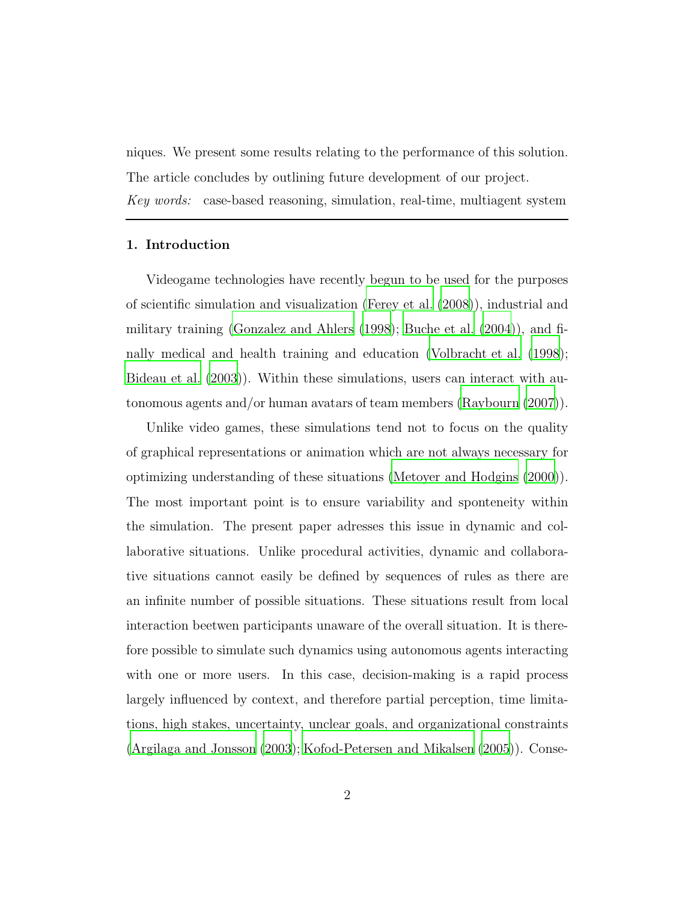niques. We present some results relating to the performance of this solution. The article concludes by outlining future development of our project.

*Key words:* case-based reasoning, simulation, real-time, multiagent system

## 1. Introduction

Videogame technologies have recently begun to be used for the purposes of scientific simulation and visualization (Ferey et al. (2008)), industrial and military training (Gonzalez and Ahlers (1998); Buche et al. (2004)), and finally medical and health training and education (Volbracht et al. (1998); Bideau et al. (2003)). Within these simulations, users can interact with autonomous agents and/or human avatars of team members (Raybourn (2007)).

Unlike video games, these simulations tend not to focus on the quality of graphical representations or animation which are not always necessary for optimizing understanding of these situations (Metoyer and Hodgins (2000)). The most important point is to ensure variability and sponteneity within the simulation. The present paper adresses this issue in dynamic and collaborative situations. Unlike procedural activities, dynamic and collaborative situations cannot easily be defined by sequences of rules as there are an infinite number of possible situations. These situations result from local interaction beetwen participants unaware of the overall situation. It is therefore possible to simulate such dynamics using autonomous agents interacting with one or more users. In this case, decision-making is a rapid process largely influenced by context, and therefore partial perception, time limitations, high stakes, uncertainty, unclear goals, and organizational constraints (Argilaga and Jonsson (2003); Kofod-Petersen and Mikalsen (2005)). Conse-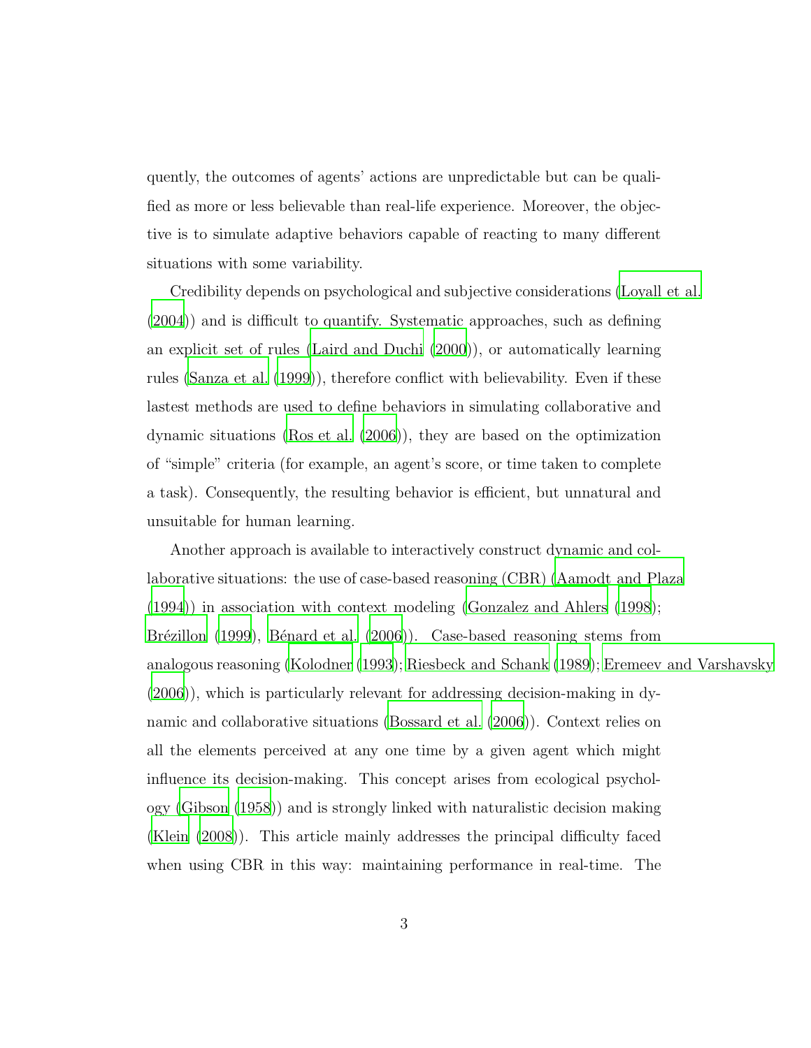quently, the outcomes of agents' actions are unpredictable but can be qualified as more or less believable than real-life experience. Moreover, the objective is to simulate adaptive behaviors capable of reacting to many different situations with some variability.

Credibility depends on psychological and subjective considerations (Loyall et al. (2004)) and is difficult to quantify. Systematic approaches, such as defining an explicit set of rules (Laird and Duchi (2000)), or automatically learning rules (Sanza et al. (1999)), therefore conflict with believability. Even if these lastest methods are used to define behaviors in simulating collaborative and dynamic situations (Ros et al. (2006)), they are based on the optimization of "simple" criteria (for example, an agent's score, or time taken to complete a task). Consequently, the resulting behavior is efficient, but unnatural and unsuitable for human learning.

Another approach is available to interactively construct dynamic and collaborative situations: the use of case-based reasoning (CBR) (Aamodt and Plaza (1994)) in association with context modeling (Gonzalez and Ahlers (1998); Brézillon (1999), Bénard et al. (2006)). Case-based reasoning stems from analogous reasoning (Kolodner (1993); Riesbeck and Schank (1989); Eremeev and Varshavsky (2006)), which is particularly relevant for addressing decision-making in dynamic and collaborative situations (Bossard et al. (2006)). Context relies on all the elements perceived at any one time by a given agent which might influence its decision-making. This concept arises from ecological psychology (Gibson (1958)) and is strongly linked with naturalistic decision making (Klein (2008)). This article mainly addresses the principal difficulty faced when using CBR in this way: maintaining performance in real-time. The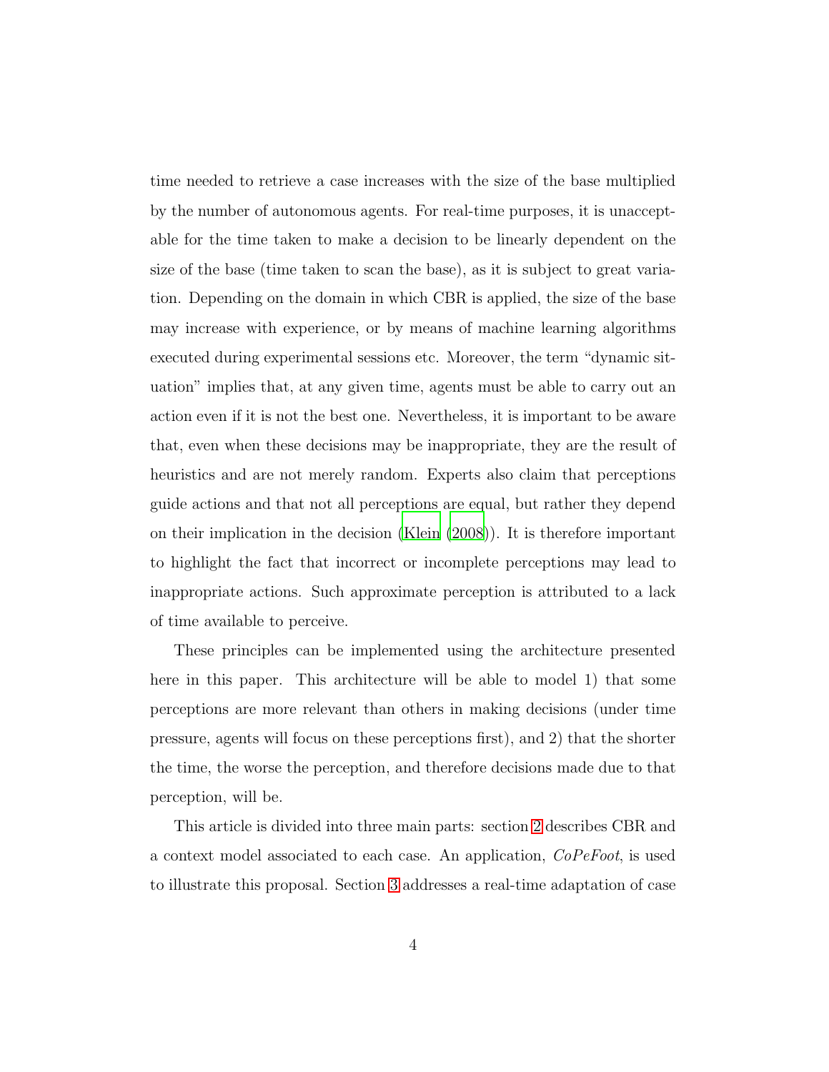time needed to retrieve a case increases with the size of the base multiplied by the number of autonomous agents. For real-time purposes, it is unacceptable for the time taken to make a decision to be linearly dependent on the size of the base (time taken to scan the base), as it is subject to great variation. Depending on the domain in which CBR is applied, the size of the base may increase with experience, or by means of machine learning algorithms executed during experimental sessions etc. Moreover, the term "dynamic situation" implies that, at any given time, agents must be able to carry out an action even if it is not the best one. Nevertheless, it is important to be aware that, even when these decisions may be inappropriate, they are the result of heuristics and are not merely random. Experts also claim that perceptions guide actions and that not all perceptions are equal, but rather they depend on their implication in the decision (Klein (2008)). It is therefore important to highlight the fact that incorrect or incomplete perceptions may lead to inappropriate actions. Such approximate perception is attributed to a lack of time available to perceive.

These principles can be implemented using the architecture presented here in this paper. This architecture will be able to model 1) that some perceptions are more relevant than others in making decisions (under time pressure, agents will focus on these perceptions first), and 2) that the shorter the time, the worse the perception, and therefore decisions made due to that perception, will be.

This article is divided into three main parts: section 2 describes CBR and a context model associated to each case. An application, *CoPeFoot*, is used to illustrate this proposal. Section 3 addresses a real-time adaptation of case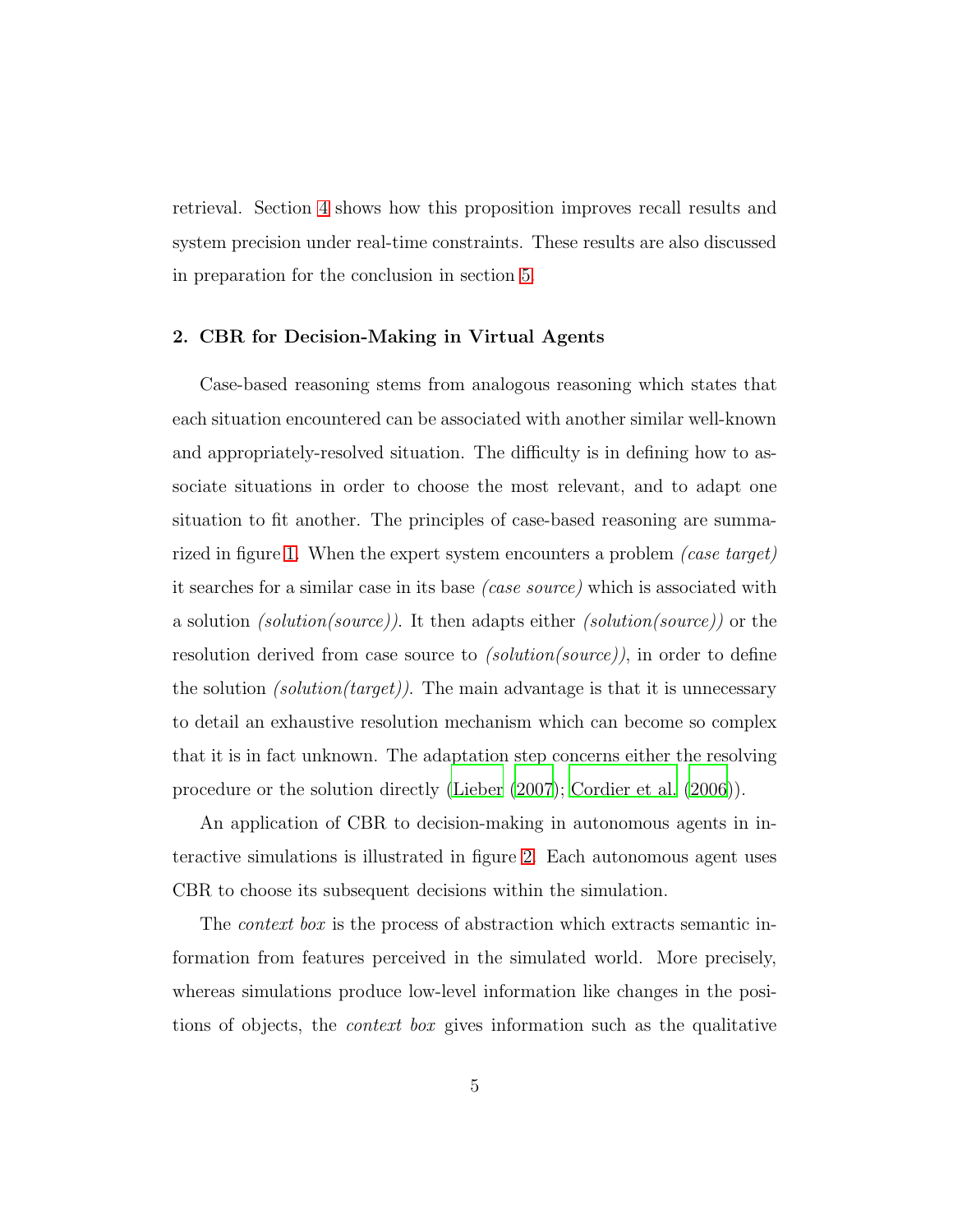retrieval. Section 4 shows how this proposition improves recall results and system precision under real-time constraints. These results are also discussed in preparation for the conclusion in section 5.

## 2. CBR for Decision-Making in Virtual Agents

Case-based reasoning stems from analogous reasoning which states that each situation encountered can be associated with another similar well-known and appropriately-resolved situation. The difficulty is in defining how to associate situations in order to choose the most relevant, and to adapt one situation to fit another. The principles of case-based reasoning are summarized in figure 1. When the expert system encounters a problem *(case target)* it searches for a similar case in its base *(case source)* which is associated with a solution *(solution(source))*. It then adapts either *(solution(source))* or the resolution derived from case source to *(solution(source))*, in order to define the solution *(solution(target))*. The main advantage is that it is unnecessary to detail an exhaustive resolution mechanism which can become so complex that it is in fact unknown. The adaptation step concerns either the resolving procedure or the solution directly (Lieber (2007); Cordier et al. (2006)).

An application of CBR to decision-making in autonomous agents in interactive simulations is illustrated in figure 2. Each autonomous agent uses CBR to choose its subsequent decisions within the simulation.

The *context box* is the process of abstraction which extracts semantic information from features perceived in the simulated world. More precisely, whereas simulations produce low-level information like changes in the positions of objects, the *context box* gives information such as the qualitative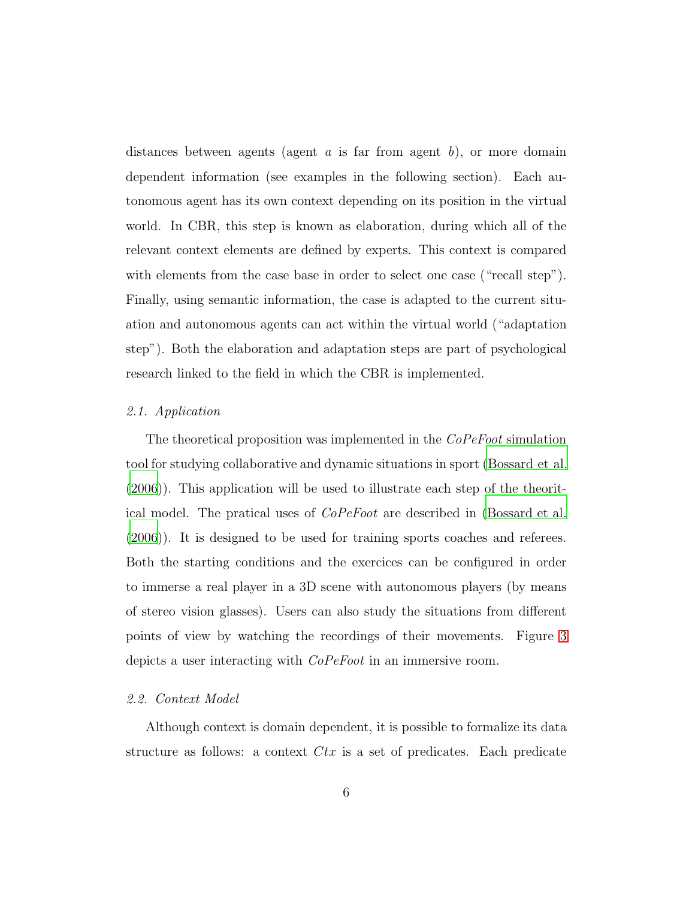distances between agents (agent $a$ is far from agent $b$), or more domain dependent information (see examples in the following section). Each autonomous agent has its own context depending on its position in the virtual world. In CBR, this step is known as elaboration, during which all of the relevant context elements are defined by experts. This context is compared with elements from the case base in order to select one case ("recall step"). Finally, using semantic information, the case is adapted to the current situation and autonomous agents can act within the virtual world ("adaptation step"). Both the elaboration and adaptation steps are part of psychological research linked to the field in which the CBR is implemented.

### *2.1. Application*

The theoretical proposition was implemented in the *CoPeFoot* simulation tool for studying collaborative and dynamic situations in sport (Bossard et al. (2006)). This application will be used to illustrate each step of the theoritical model. The pratical uses of *CoPeFoot* are described in (Bossard et al. (2006)). It is designed to be used for training sports coaches and referees. Both the starting conditions and the exercices can be configured in order to immerse a real player in a 3D scene with autonomous players (by means of stereo vision glasses). Users can also study the situations from different points of view by watching the recordings of their movements. Figure 3 depicts a user interacting with *CoPeFoot* in an immersive room.

### *2.2. Context Model*

Although context is domain dependent, it is possible to formalize its data structure as follows: a context $Ctx$ is a set of predicates. Each predicate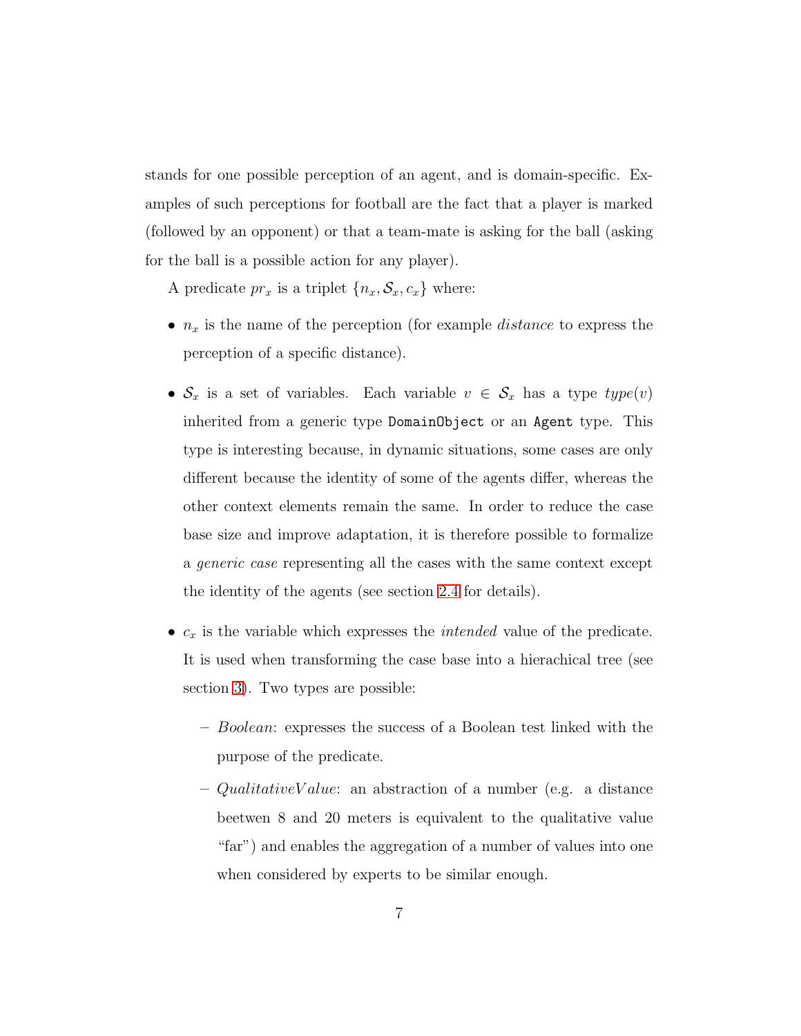stands for one possible perception of an agent, and is domain-specific. Examples of such perceptions for football are the fact that a player is marked (followed by an opponent) or that a team-mate is asking for the ball (asking for the ball is a possible action for any player).

A predicate $pr_x$ is a triplet $\{n_x, \mathcal{S}_x, c_x\}$ where:

- $n_x$ is the name of the perception (for example *distance* to express the perception of a specific distance).

- $\mathcal{S}_x$ is a set of variables. Each variable $v \in \mathcal{S}_x$ has a type $type(v)$ inherited from a generic type `DomainObject` or an `Agent` type. This type is interesting because, in dynamic situations, some cases are only different because the identity of some of the agents differ, whereas the other context elements remain the same. In order to reduce the case base size and improve adaptation, it is therefore possible to formalize a *generic case* representing all the cases with the same context except the identity of the agents (see section 2.4 for details).

- $c_x$ is the variable which expresses the *intended* value of the predicate. It is used when transforming the case base into a hierachical tree (see section 3). Two types are possible:

  - *Boolean*: expresses the success of a Boolean test linked with the purpose of the predicate.

  - $QualitativeValue$: an abstraction of a number (e.g. a distance beetwen 8 and 20 meters is equivalent to the qualitative value “far”) and enables the aggregation of a number of values into one when considered by experts to be similar enough.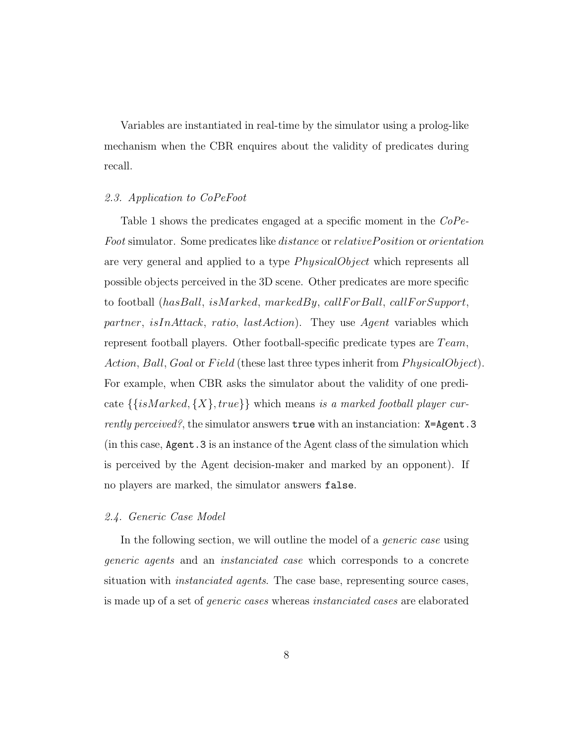Variables are instantiated in real-time by the simulator using a prolog-like mechanism when the CBR enquires about the validity of predicates during recall.

### 2.3. Application to CoPeFoot

Table 1 shows the predicates engaged at a specific moment in the *CoPe-Foot* simulator. Some predicates like *distance* or *relativePosition* or *orientation* are very general and applied to a type *PhysicalObject* which represents all possible objects perceived in the 3D scene. Other predicates are more specific to football (*hasBall*, *isMarked*, *markedBy*, *callForBall*, *callForSupport*, *partner*, *isInAttack*, *ratio*, *lastAction*). They use *Agent* variables which represent football players. Other football-specific predicate types are *Team*, *Action*, *Ball*, *Goal* or *Field* (these last three types inherit from *PhysicalObject*). For example, when CBR asks the simulator about the validity of one predicate $\{\{isMarked, \{X\}, true\}\}$ which means *is a marked football player currently perceived?*, the simulator answers `true` with an instanciation: `X=Agent.3` (in this case, `Agent.3` is an instance of the Agent class of the simulation which is perceived by the Agent decision-maker and marked by an opponent). If no players are marked, the simulator answers `false`.

### 2.4. Generic Case Model

In the following section, we will outline the model of a *generic case* using *generic agents* and an *instanciated case* which corresponds to a concrete situation with *instanciated agents*. The case base, representing source cases, is made up of a set of *generic cases* whereas *instanciated cases* are elaborated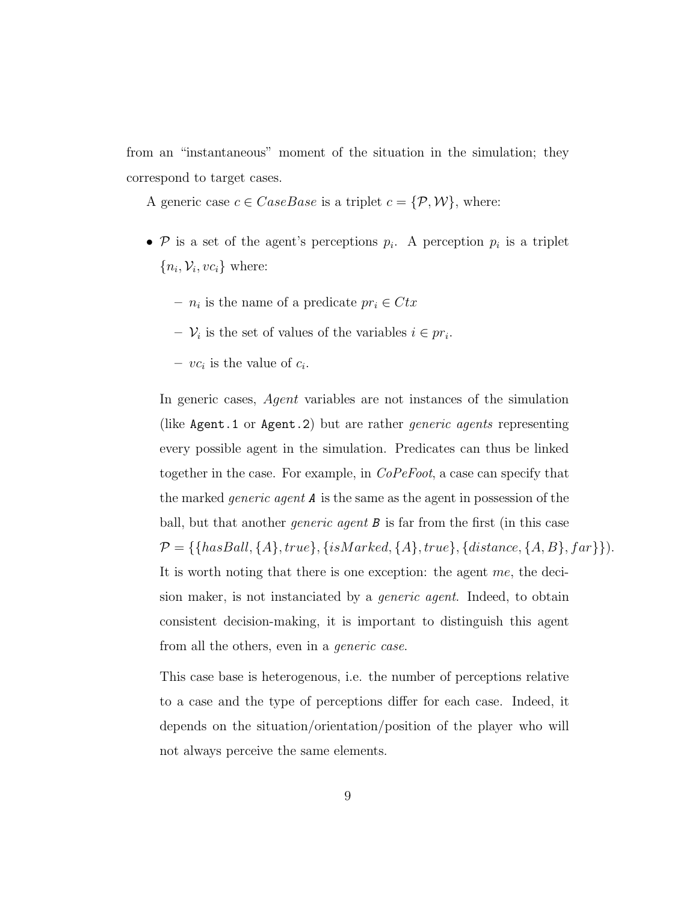from an "instantaneous" moment of the situation in the simulation; they correspond to target cases.

A generic case $c \in CaseBase$ is a triplet $c = \{\mathcal{P}, \mathcal{W}\}$, where:

- $\mathcal{P}$ is a set of the agent's perceptions $p_i$. A perception $p_i$ is a triplet $\{n_i, \mathcal{V}_i, vc_i\}$ where:
  - $n_i$ is the name of a predicate $pr_i \in Ctx$
  - $\mathcal{V}_i$ is the set of values of the variables $i \in pr_i$.
  - $vc_i$ is the value of $c_i$.

  In generic cases, *Agent* variables are not instances of the simulation (like `Agent.1` or `Agent.2`) but are rather *generic agents* representing every possible agent in the simulation. Predicates can thus be linked together in the case. For example, in *CoPeFoot*, a case can specify that the marked *generic agent* ***A*** is the same as the agent in possession of the ball, but that another *generic agent* ***B*** is far from the first (in this case $\mathcal{P} = \{\{hasBall, \{A\}, true\}, \{isMarked, \{A\}, true\}, \{distance, \{A, B\}, far\}\}$). It is worth noting that there is one exception: the agent *me*, the decision maker, is not instanciated by a *generic agent*. Indeed, to obtain consistent decision-making, it is important to distinguish this agent from all the others, even in a *generic case*.

  This case base is heterogenous, i.e. the number of perceptions relative to a case and the type of perceptions differ for each case. Indeed, it depends on the situation/orientation/position of the player who will not always perceive the same elements.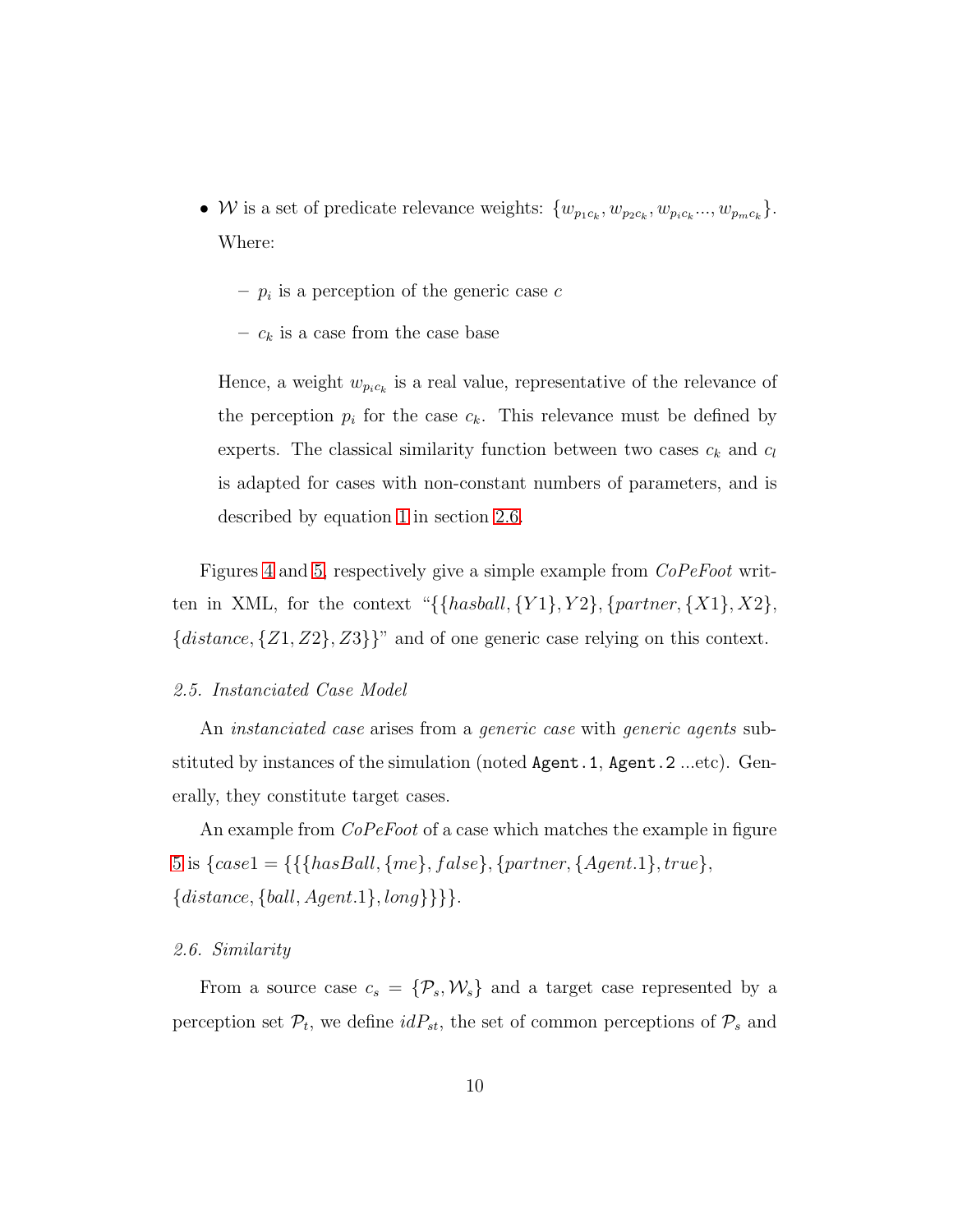- $\mathcal{W}$ is a set of predicate relevance weights: $\{w_{p_1c_k}, w_{p_2c_k}, w_{p_ic_k} ..., w_{p_mc_k}\}$. Where:

  - $p_i$ is a perception of the generic case $c$
  - $c_k$ is a case from the case base

  Hence, a weight $w_{p_ic_k}$ is a real value, representative of the relevance of the perception $p_i$ for the case $c_k$. This relevance must be defined by experts. The classical similarity function between two cases $c_k$ and $c_l$ is adapted for cases with non-constant numbers of parameters, and is described by equation 1 in section 2.6.

Figures 4 and 5, respectively give a simple example from *CoPeFoot* written in XML, for the context "$\{\{hasball, \{Y1\}, Y2\}, \{partner, \{X1\}, X2\}, \{distance, \{Z1, Z2\}, Z3\}\}$" and of one generic case relying on this context.

### 2.5. Instanciated Case Model

An *instanciated case* arises from a *generic case* with *generic agents* substituted by instances of the simulation (noted `Agent.1`, `Agent.2` ...etc). Generally, they constitute target cases.

An example from *CoPeFoot* of a case which matches the example in figure 5 is $\{case1 = \{\{\{hasBall, \{me\}, false\}, \{partner, \{Agent.1\}, true\}, \{distance, \{ball, Agent.1\}, long\}\}\}\}$.

### 2.6. Similarity

From a source case $c_s = \{\mathcal{P}_s, \mathcal{W}_s\}$ and a target case represented by a perception set $\mathcal{P}_t$, we define $idP_{st}$, the set of common perceptions of $\mathcal{P}_s$ and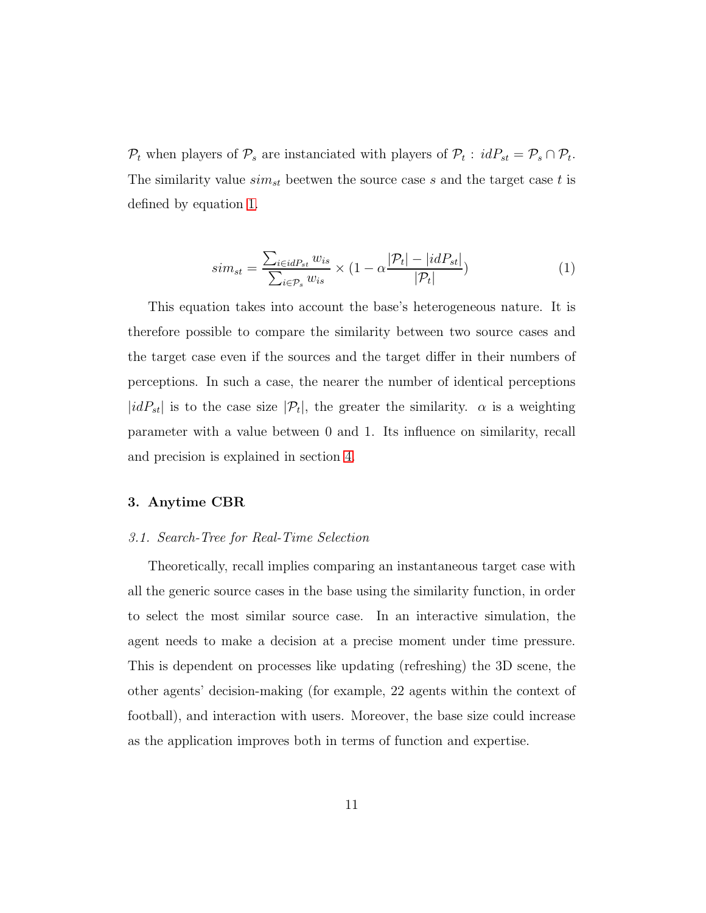$\mathcal{P}_t$ when players of $\mathcal{P}_s$ are instanciated with players of $\mathcal{P}_t$ : $idP_{st} = \mathcal{P}_s \cap \mathcal{P}_t$. The similarity value $sim_{st}$ beetwen the source case $s$ and the target case $t$ is defined by equation 1.

$$sim_{st} = \frac{\sum_{i \in idP_{st}} w_{is}}{\sum_{i \in \mathcal{P}_s} w_{is}} \times \left(1 - \alpha \frac{|\mathcal{P}_t| - |idP_{st}|}{|\mathcal{P}_t|}\right) \tag{1}$$

This equation takes into account the base's heterogeneous nature. It is therefore possible to compare the similarity between two source cases and the target case even if the sources and the target differ in their numbers of perceptions. In such a case, the nearer the number of identical perceptions $|idP_{st}|$ is to the case size $|\mathcal{P}_t|$, the greater the similarity. $\alpha$ is a weighting parameter with a value between 0 and 1. Its influence on similarity, recall and precision is explained in section 4.

## 3. Anytime CBR

### 3.1. Search-Tree for Real-Time Selection

Theoretically, recall implies comparing an instantaneous target case with all the generic source cases in the base using the similarity function, in order to select the most similar source case. In an interactive simulation, the agent needs to make a decision at a precise moment under time pressure. This is dependent on processes like updating (refreshing) the 3D scene, the other agents' decision-making (for example, 22 agents within the context of football), and interaction with users. Moreover, the base size could increase as the application improves both in terms of function and expertise.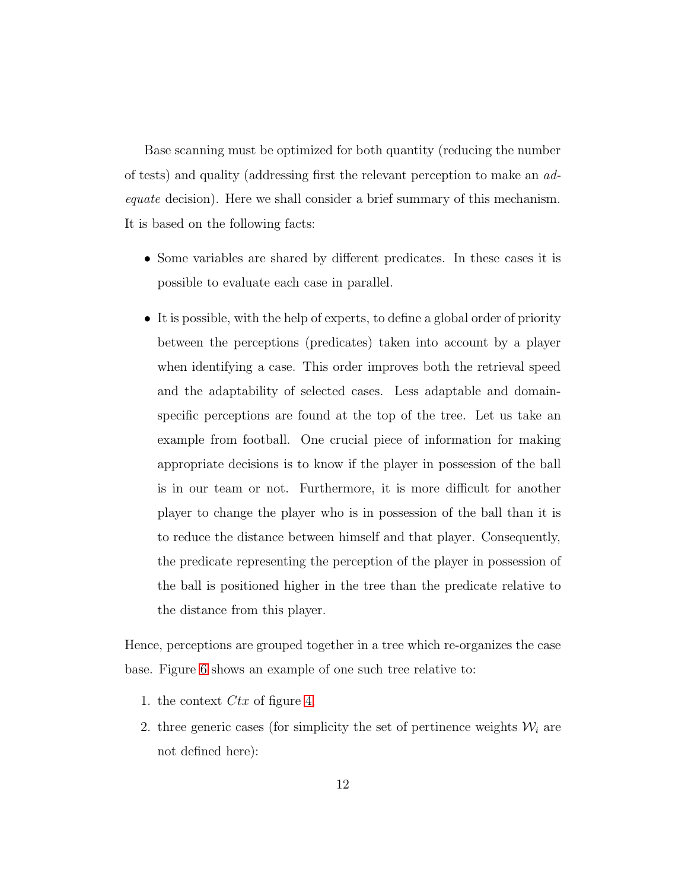Base scanning must be optimized for both quantity (reducing the number of tests) and quality (addressing first the relevant perception to make an *adequate* decision). Here we shall consider a brief summary of this mechanism. It is based on the following facts:

- Some variables are shared by different predicates. In these cases it is possible to evaluate each case in parallel.
- It is possible, with the help of experts, to define a global order of priority between the perceptions (predicates) taken into account by a player when identifying a case. This order improves both the retrieval speed and the adaptability of selected cases. Less adaptable and domain-specific perceptions are found at the top of the tree. Let us take an example from football. One crucial piece of information for making appropriate decisions is to know if the player in possession of the ball is in our team or not. Furthermore, it is more difficult for another player to change the player who is in possession of the ball than it is to reduce the distance between himself and that player. Consequently, the predicate representing the perception of the player in possession of the ball is positioned higher in the tree than the predicate relative to the distance from this player.

Hence, perceptions are grouped together in a tree which re-organizes the case base. Figure 6 shows an example of one such tree relative to:

1. the context $Ctx$ of figure 4,
2. three generic cases (for simplicity the set of pertinence weights $\mathcal{W}_i$ are not defined here):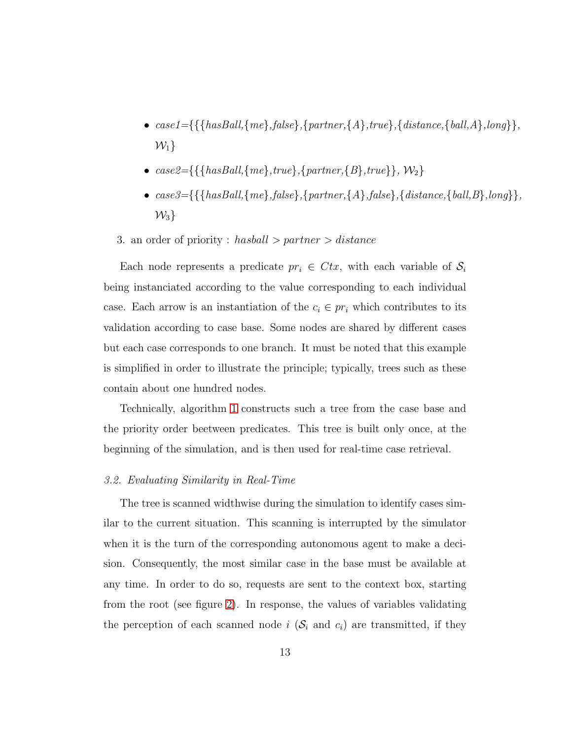- *case1*={{{*hasBall*,{*me*},*false*},{*partner*,{*A*},*true*},{*distance*,{*ball*,*A*},*long*}}, $\mathcal{W}_1$}
- *case2*={{{*hasBall*,{*me*},*true*},{*partner*,{*B*},*true*}}, $\mathcal{W}_2$}
- *case3*={{{*hasBall*,{*me*},*false*},{*partner*,{*A*},*false*},{*distance*,{*ball*,*B*},*long*}}, $\mathcal{W}_3$}

3. an order of priority : $hasball > partner > distance$

Each node represents a predicate $pr_i \in Ctx$, with each variable of $\mathcal{S}_i$ being instanciated according to the value corresponding to each individual case. Each arrow is an instantiation of the $c_i \in pr_i$ which contributes to its validation according to case base. Some nodes are shared by different cases but each case corresponds to one branch. It must be noted that this example is simplified in order to illustrate the principle; typically, trees such as these contain about one hundred nodes.

Technically, algorithm 1 constructs such a tree from the case base and the priority order beetween predicates. This tree is built only once, at the beginning of the simulation, and is then used for real-time case retrieval.

### *3.2. Evaluating Similarity in Real-Time*

The tree is scanned widthwise during the simulation to identify cases similar to the current situation. This scanning is interrupted by the simulator when it is the turn of the corresponding autonomous agent to make a decision. Consequently, the most similar case in the base must be available at any time. In order to do so, requests are sent to the context box, starting from the root (see figure 2). In response, the values of variables validating the perception of each scanned node $i$ ($\mathcal{S}_i$ and $c_i$) are transmitted, if they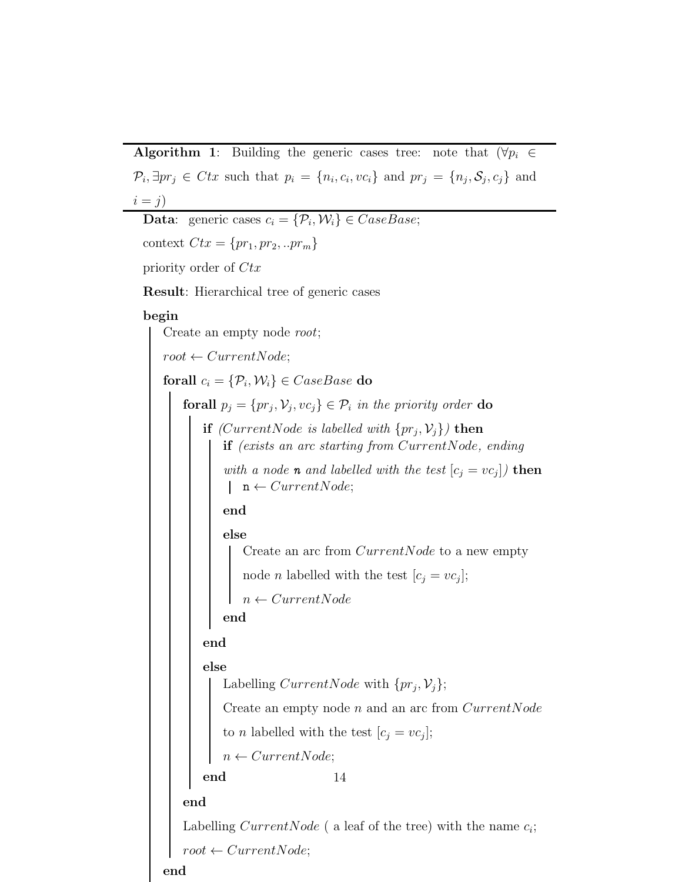**Algorithm 1**: Building the generic cases tree: note that ($\forall p_i \in \mathcal{P}_i, \exists pr_j \in Ctx$ such that $p_i = \{n_i, c_i, vc_i\}$ and $pr_j = \{n_j, \mathcal{S}_j, c_j\}$ and $i = j$)

```
Data: generic cases c_i = {P_i, W_i} ∈ CaseBase;
context Ctx = {pr_1, pr_2, ..pr_m}
priority order of Ctx
Result: Hierarchical tree of generic cases
begin
    Create an empty node root;
    root ← CurrentNode;
    forall c_i = {P_i, W_i} ∈ CaseBase do
        forall p_j = {pr_j, V_j, vc_j} ∈ P_i in the priority order do
            if (CurrentNode is labelled with {pr_j, V_j}) then
                if (exists an arc starting from CurrentNode, ending
                with a node n and labelled with the test [c_j = vc_j]) then
                    n ← CurrentNode;
                end
                else
                    Create an arc from CurrentNode to a new empty
                    node n labelled with the test [c_j = vc_j];
                    n ← CurrentNode
                end
            end
            else
                Labelling CurrentNode with {pr_j, V_j};
                Create an empty node n and an arc from CurrentNode
                to n labelled with the test [c_j = vc_j];
                n ← CurrentNode;
            end
        end
        Labelling CurrentNode ( a leaf of the tree) with the name c_i;
        root ← CurrentNode;
    end
```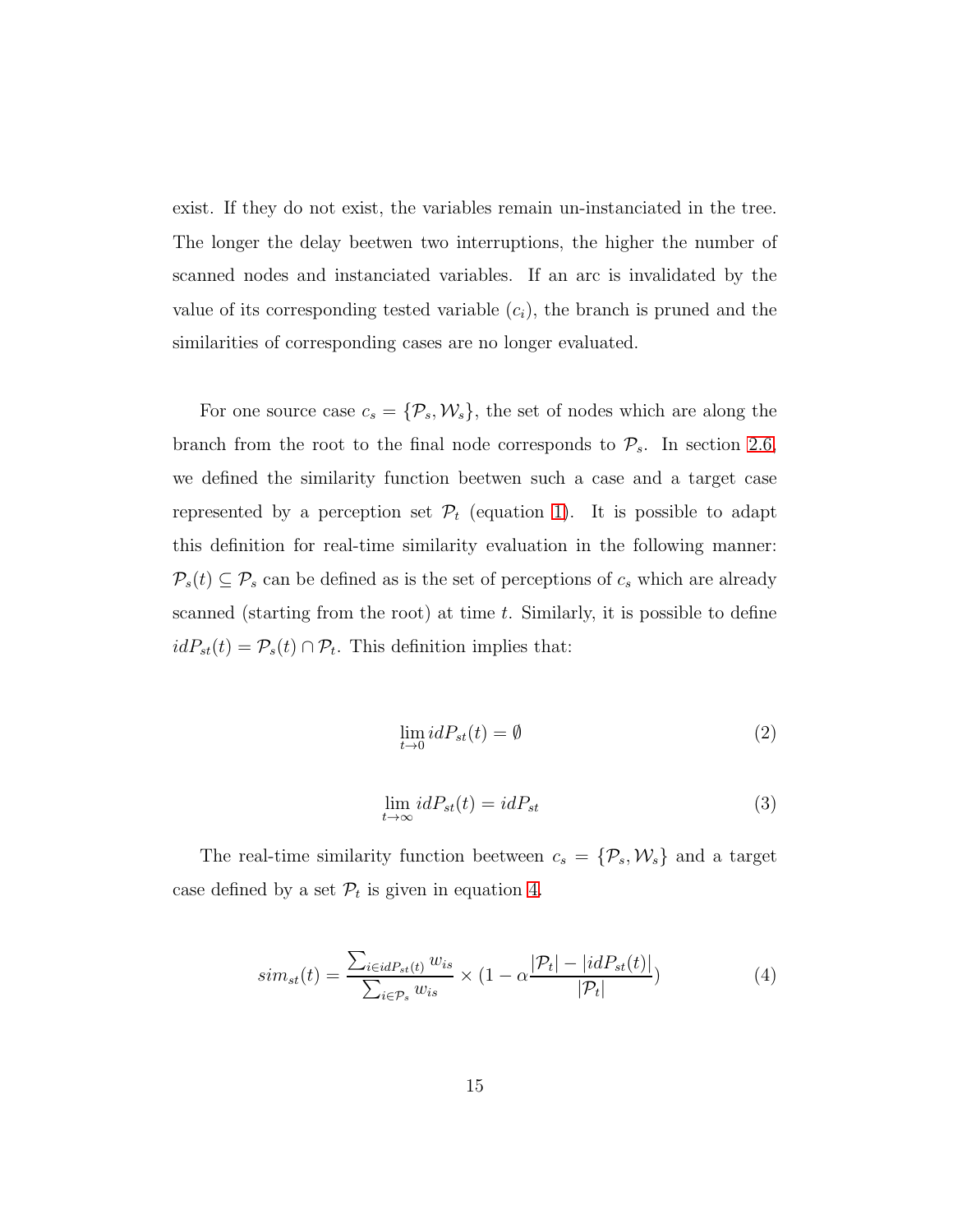exist. If they do not exist, the variables remain un-instanciated in the tree. The longer the delay beetwen two interruptions, the higher the number of scanned nodes and instanciated variables. If an arc is invalidated by the value of its corresponding tested variable ($c_i$), the branch is pruned and the similarities of corresponding cases are no longer evaluated.

For one source case $c_s = \{\mathcal{P}_s, \mathcal{W}_s\}$, the set of nodes which are along the branch from the root to the final node corresponds to $\mathcal{P}_s$. In section 2.6, we defined the similarity function beetwen such a case and a target case represented by a perception set $\mathcal{P}_t$ (equation 1). It is possible to adapt this definition for real-time similarity evaluation in the following manner: $\mathcal{P}_s(t) \subseteq \mathcal{P}_s$ can be defined as is the set of perceptions of $c_s$ which are already scanned (starting from the root) at time $t$. Similarly, it is possible to define $idP_{st}(t) = \mathcal{P}_s(t) \cap \mathcal{P}_t$. This definition implies that:

$$\lim_{t \to 0} idP_{st}(t) = \emptyset \tag{2}$$

$$\lim_{t \to \infty} idP_{st}(t) = idP_{st} \tag{3}$$

The real-time similarity function beetween $c_s = \{\mathcal{P}_s, \mathcal{W}_s\}$ and a target case defined by a set $\mathcal{P}_t$ is given in equation 4.

$$sim_{st}(t) = \frac{\sum_{i \in idP_{st}(t)} w_{is}}{\sum_{i \in \mathcal{P}_s} w_{is}} \times (1 - \alpha \frac{|\mathcal{P}_t| - |idP_{st}(t)|}{|\mathcal{P}_t|}) \tag{4}$$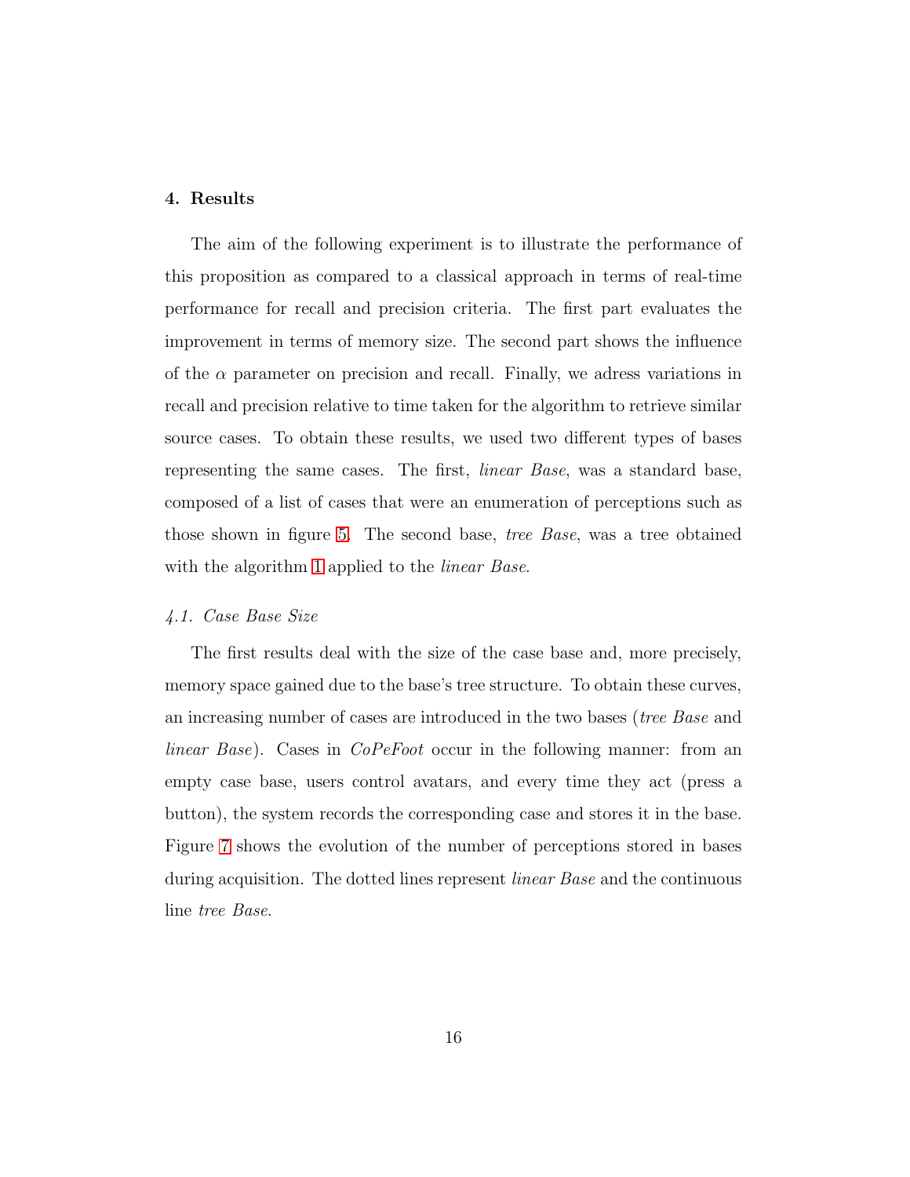## 4. Results

The aim of the following experiment is to illustrate the performance of this proposition as compared to a classical approach in terms of real-time performance for recall and precision criteria. The first part evaluates the improvement in terms of memory size. The second part shows the influence of the $\alpha$ parameter on precision and recall. Finally, we adress variations in recall and precision relative to time taken for the algorithm to retrieve similar source cases. To obtain these results, we used two different types of bases representing the same cases. The first, *linear Base*, was a standard base, composed of a list of cases that were an enumeration of perceptions such as those shown in figure 5. The second base, *tree Base*, was a tree obtained with the algorithm 1 applied to the *linear Base*.

### *4.1. Case Base Size*

The first results deal with the size of the case base and, more precisely, memory space gained due to the base's tree structure. To obtain these curves, an increasing number of cases are introduced in the two bases (*tree Base* and *linear Base*). Cases in *CoPeFoot* occur in the following manner: from an empty case base, users control avatars, and every time they act (press a button), the system records the corresponding case and stores it in the base. Figure 7 shows the evolution of the number of perceptions stored in bases during acquisition. The dotted lines represent *linear Base* and the continuous line *tree Base*.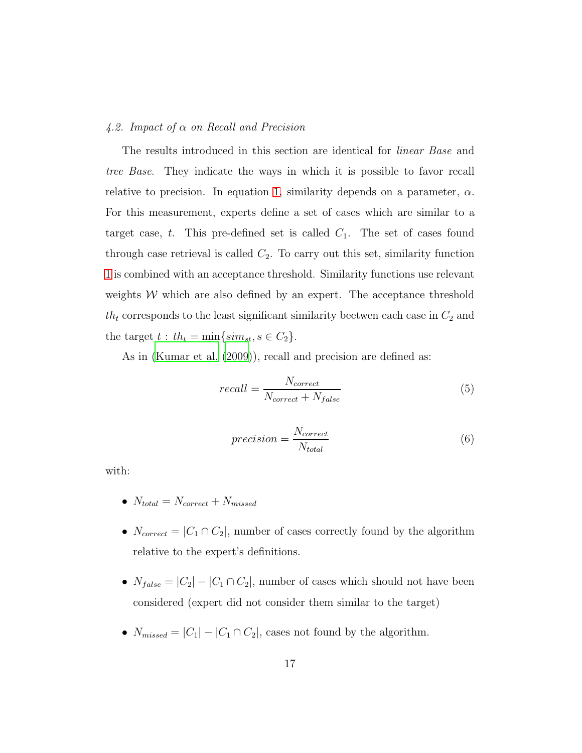### 4.2. Impact of $\alpha$ on Recall and Precision

The results introduced in this section are identical for *linear Base* and *tree Base*. They indicate the ways in which it is possible to favor recall relative to precision. In equation 1, similarity depends on a parameter, $\alpha$. For this measurement, experts define a set of cases which are similar to a target case, $t$. This pre-defined set is called $C_1$. The set of cases found through case retrieval is called $C_2$. To carry out this set, similarity function 1 is combined with an acceptance threshold. Similarity functions use relevant weights $\mathcal{W}$ which are also defined by an expert. The acceptance threshold $th_t$ corresponds to the least significant similarity beetwen each case in $C_2$ and the target $t : th_t = \min\{sim_{st}, s \in C_2\}$.

As in (Kumar et al. (2009)), recall and precision are defined as:

$$recall = \frac{N_{correct}}{N_{correct} + N_{false}} \tag{5}$$

$$precision = \frac{N_{correct}}{N_{total}} \tag{6}$$

with:

- $N_{total} = N_{correct} + N_{missed}$
- $N_{correct} = |C_1 \cap C_2|$, number of cases correctly found by the algorithm relative to the expert's definitions.
- $N_{false} = |C_2| - |C_1 \cap C_2|$, number of cases which should not have been considered (expert did not consider them similar to the target)
- $N_{missed} = |C_1| - |C_1 \cap C_2|$, cases not found by the algorithm.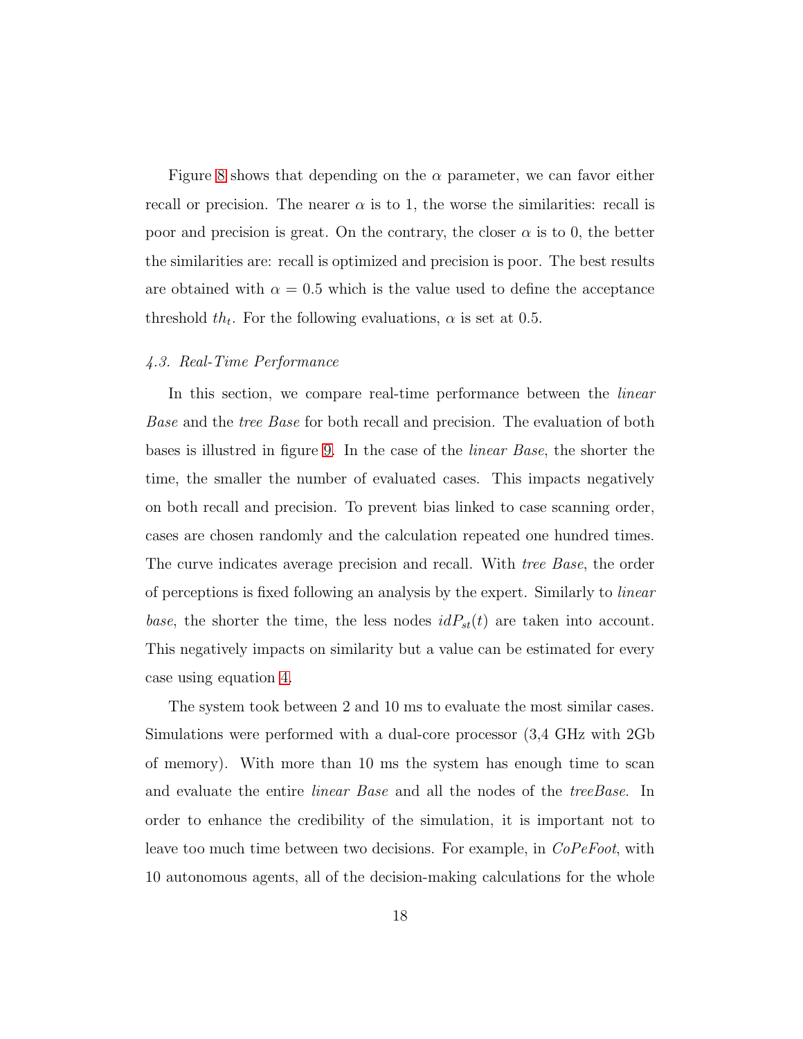Figure 8 shows that depending on the $\alpha$ parameter, we can favor either recall or precision. The nearer $\alpha$ is to 1, the worse the similarities: recall is poor and precision is great. On the contrary, the closer $\alpha$ is to 0, the better the similarities are: recall is optimized and precision is poor. The best results are obtained with $\alpha = 0.5$ which is the value used to define the acceptance threshold $th_t$. For the following evaluations, $\alpha$ is set at 0.5.

### *4.3. Real-Time Performance*

In this section, we compare real-time performance between the *linear Base* and the *tree Base* for both recall and precision. The evaluation of both bases is illustred in figure 9. In the case of the *linear Base*, the shorter the time, the smaller the number of evaluated cases. This impacts negatively on both recall and precision. To prevent bias linked to case scanning order, cases are chosen randomly and the calculation repeated one hundred times. The curve indicates average precision and recall. With *tree Base*, the order of perceptions is fixed following an analysis by the expert. Similarly to *linear base*, the shorter the time, the less nodes $idP_{st}(t)$ are taken into account. This negatively impacts on similarity but a value can be estimated for every case using equation 4.

The system took between 2 and 10 ms to evaluate the most similar cases. Simulations were performed with a dual-core processor (3,4 GHz with 2Gb of memory). With more than 10 ms the system has enough time to scan and evaluate the entire *linear Base* and all the nodes of the *treeBase*. In order to enhance the credibility of the simulation, it is important not to leave too much time between two decisions. For example, in *CoPeFoot*, with 10 autonomous agents, all of the decision-making calculations for the whole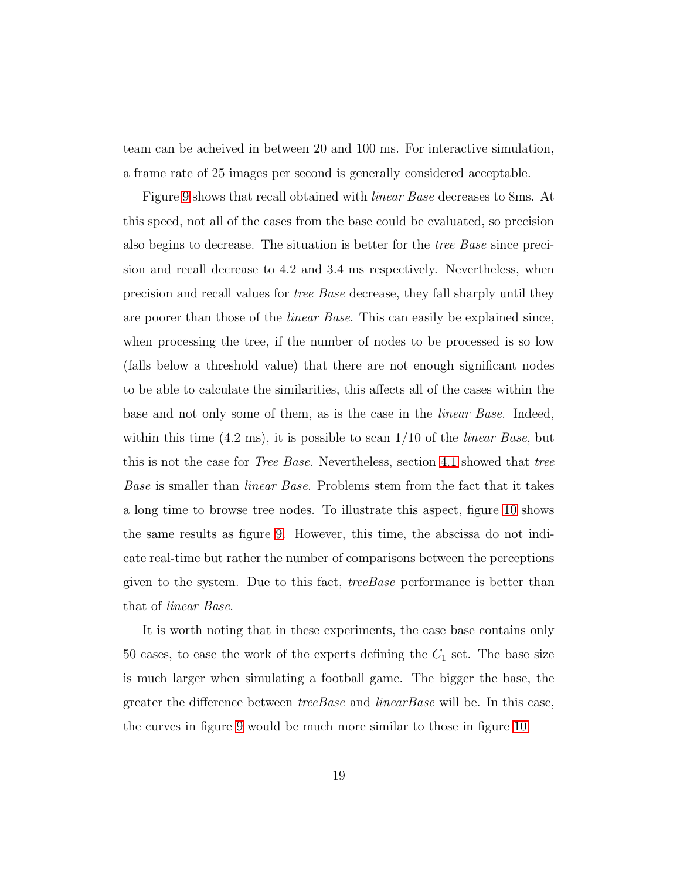team can be acheived in between 20 and 100 ms. For interactive simulation, a frame rate of 25 images per second is generally considered acceptable.

Figure 9 shows that recall obtained with *linear Base* decreases to 8ms. At this speed, not all of the cases from the base could be evaluated, so precision also begins to decrease. The situation is better for the *tree Base* since precision and recall decrease to 4.2 and 3.4 ms respectively. Nevertheless, when precision and recall values for *tree Base* decrease, they fall sharply until they are poorer than those of the *linear Base*. This can easily be explained since, when processing the tree, if the number of nodes to be processed is so low (falls below a threshold value) that there are not enough significant nodes to be able to calculate the similarities, this affects all of the cases within the base and not only some of them, as is the case in the *linear Base*. Indeed, within this time (4.2 ms), it is possible to scan 1/10 of the *linear Base*, but this is not the case for *Tree Base*. Nevertheless, section 4.1 showed that *tree Base* is smaller than *linear Base*. Problems stem from the fact that it takes a long time to browse tree nodes. To illustrate this aspect, figure 10 shows the same results as figure 9. However, this time, the abscissa do not indicate real-time but rather the number of comparisons between the perceptions given to the system. Due to this fact, *treeBase* performance is better than that of *linear Base*.

It is worth noting that in these experiments, the case base contains only 50 cases, to ease the work of the experts defining the $C_1$ set. The base size is much larger when simulating a football game. The bigger the base, the greater the difference between *treeBase* and *linearBase* will be. In this case, the curves in figure 9 would be much more similar to those in figure 10.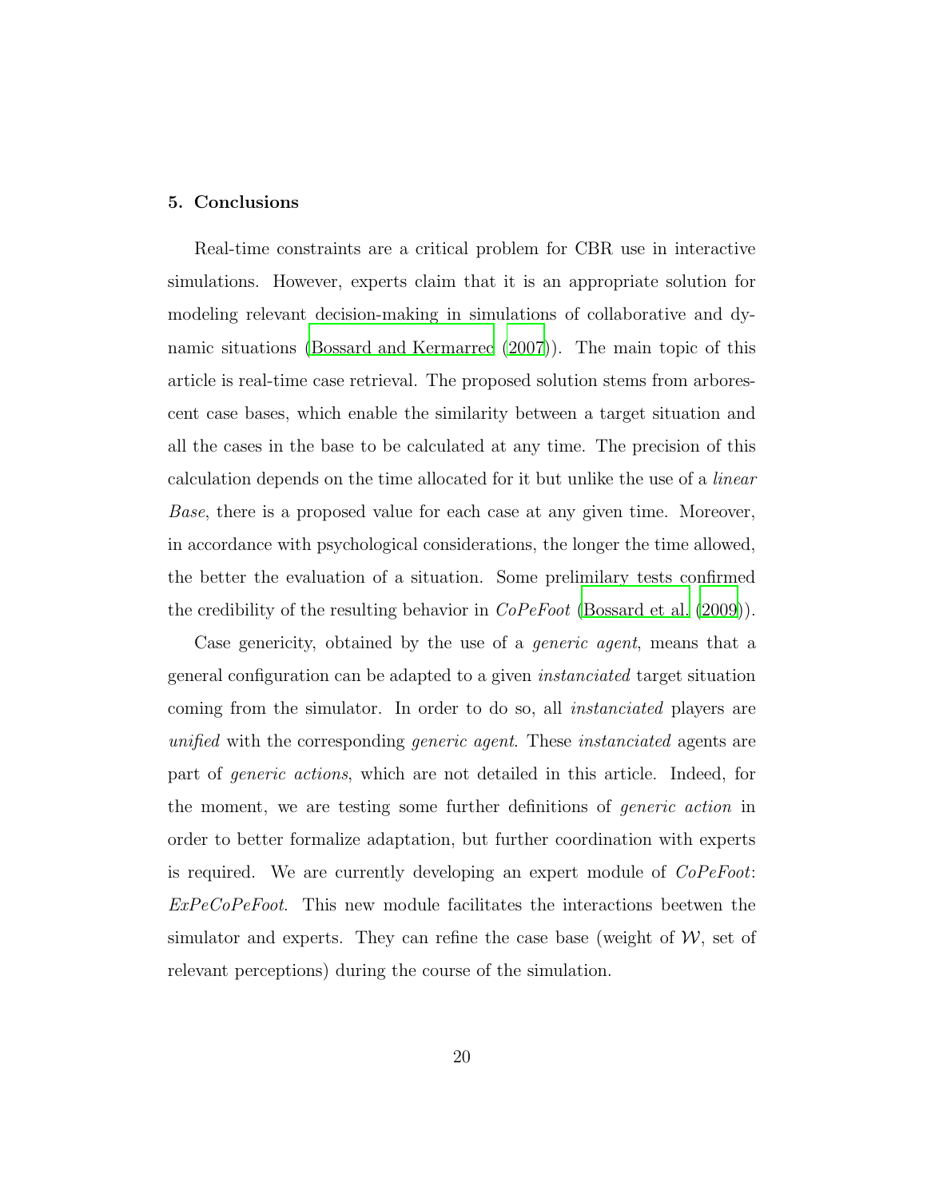## 5. Conclusions

Real-time constraints are a critical problem for CBR use in interactive simulations. However, experts claim that it is an appropriate solution for modeling relevant decision-making in simulations of collaborative and dynamic situations (Bossard and Kermarrec (2007)). The main topic of this article is real-time case retrieval. The proposed solution stems from arborescent case bases, which enable the similarity between a target situation and all the cases in the base to be calculated at any time. The precision of this calculation depends on the time allocated for it but unlike the use of a *linear Base*, there is a proposed value for each case at any given time. Moreover, in accordance with psychological considerations, the longer the time allowed, the better the evaluation of a situation. Some prelimilary tests confirmed the credibility of the resulting behavior in *CoPeFoot* (Bossard et al. (2009)).

Case genericity, obtained by the use of a *generic agent*, means that a general configuration can be adapted to a given *instanciated* target situation coming from the simulator. In order to do so, all *instanciated* players are *unified* with the corresponding *generic agent*. These *instanciated* agents are part of *generic actions*, which are not detailed in this article. Indeed, for the moment, we are testing some further definitions of *generic action* in order to better formalize adaptation, but further coordination with experts is required. We are currently developing an expert module of *CoPeFoot*: *ExPeCoPeFoot*. This new module facilitates the interactions beetwen the simulator and experts. They can refine the case base (weight of $\mathcal{W}$, set of relevant perceptions) during the course of the simulation.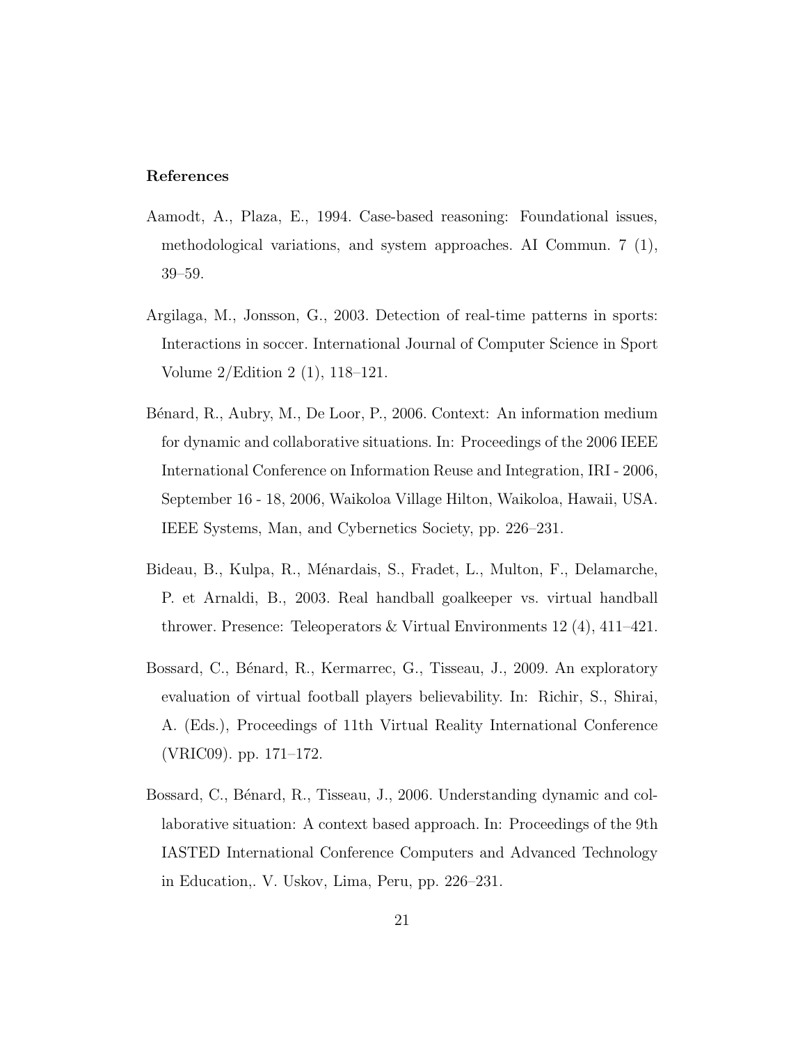## References

Aamodt, A., Plaza, E., 1994. Case-based reasoning: Foundational issues, methodological variations, and system approaches. AI Commun. 7 (1), 39–59.

Argilaga, M., Jonsson, G., 2003. Detection of real-time patterns in sports: Interactions in soccer. International Journal of Computer Science in Sport Volume 2/Edition 2 (1), 118–121.

Bénard, R., Aubry, M., De Loor, P., 2006. Context: An information medium for dynamic and collaborative situations. In: Proceedings of the 2006 IEEE International Conference on Information Reuse and Integration, IRI - 2006, September 16 - 18, 2006, Waikoloa Village Hilton, Waikoloa, Hawaii, USA. IEEE Systems, Man, and Cybernetics Society, pp. 226–231.

Bideau, B., Kulpa, R., Ménardais, S., Fradet, L., Multon, F., Delamarche, P. et Arnaldi, B., 2003. Real handball goalkeeper vs. virtual handball thrower. Presence: Teleoperators & Virtual Environments 12 (4), 411–421.

Bossard, C., Bénard, R., Kermarrec, G., Tisseau, J., 2009. An exploratory evaluation of virtual football players believability. In: Richir, S., Shirai, A. (Eds.), Proceedings of 11th Virtual Reality International Conference (VRIC09). pp. 171–172.

Bossard, C., Bénard, R., Tisseau, J., 2006. Understanding dynamic and collaborative situation: A context based approach. In: Proceedings of the 9th IASTED International Conference Computers and Advanced Technology in Education,. V. Uskov, Lima, Peru, pp. 226–231.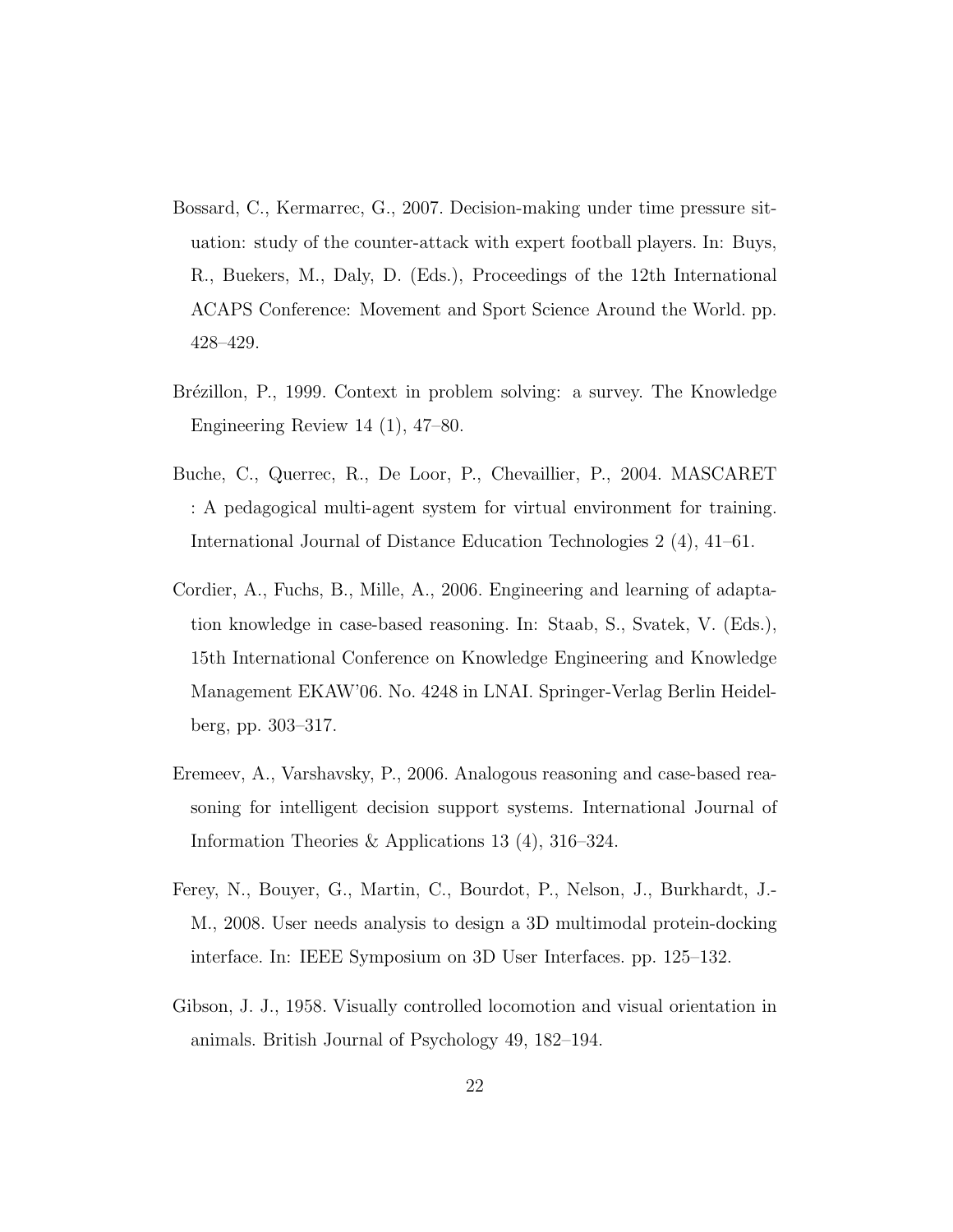Bossard, C., Kermarrec, G., 2007. Decision-making under time pressure situation: study of the counter-attack with expert football players. In: Buys, R., Buekers, M., Daly, D. (Eds.), Proceedings of the 12th International ACAPS Conference: Movement and Sport Science Around the World. pp. 428–429.

Brézillon, P., 1999. Context in problem solving: a survey. The Knowledge Engineering Review 14 (1), 47–80.

Buche, C., Querrec, R., De Loor, P., Chevaillier, P., 2004. MASCARET : A pedagogical multi-agent system for virtual environment for training. International Journal of Distance Education Technologies 2 (4), 41–61.

Cordier, A., Fuchs, B., Mille, A., 2006. Engineering and learning of adaptation knowledge in case-based reasoning. In: Staab, S., Svatek, V. (Eds.), 15th International Conference on Knowledge Engineering and Knowledge Management EKAW'06. No. 4248 in LNAI. Springer-Verlag Berlin Heidelberg, pp. 303–317.

Eremeev, A., Varshavsky, P., 2006. Analogous reasoning and case-based reasoning for intelligent decision support systems. International Journal of Information Theories & Applications 13 (4), 316–324.

Ferey, N., Bouyer, G., Martin, C., Bourdot, P., Nelson, J., Burkhardt, J.-M., 2008. User needs analysis to design a 3D multimodal protein-docking interface. In: IEEE Symposium on 3D User Interfaces. pp. 125–132.

Gibson, J. J., 1958. Visually controlled locomotion and visual orientation in animals. British Journal of Psychology 49, 182–194.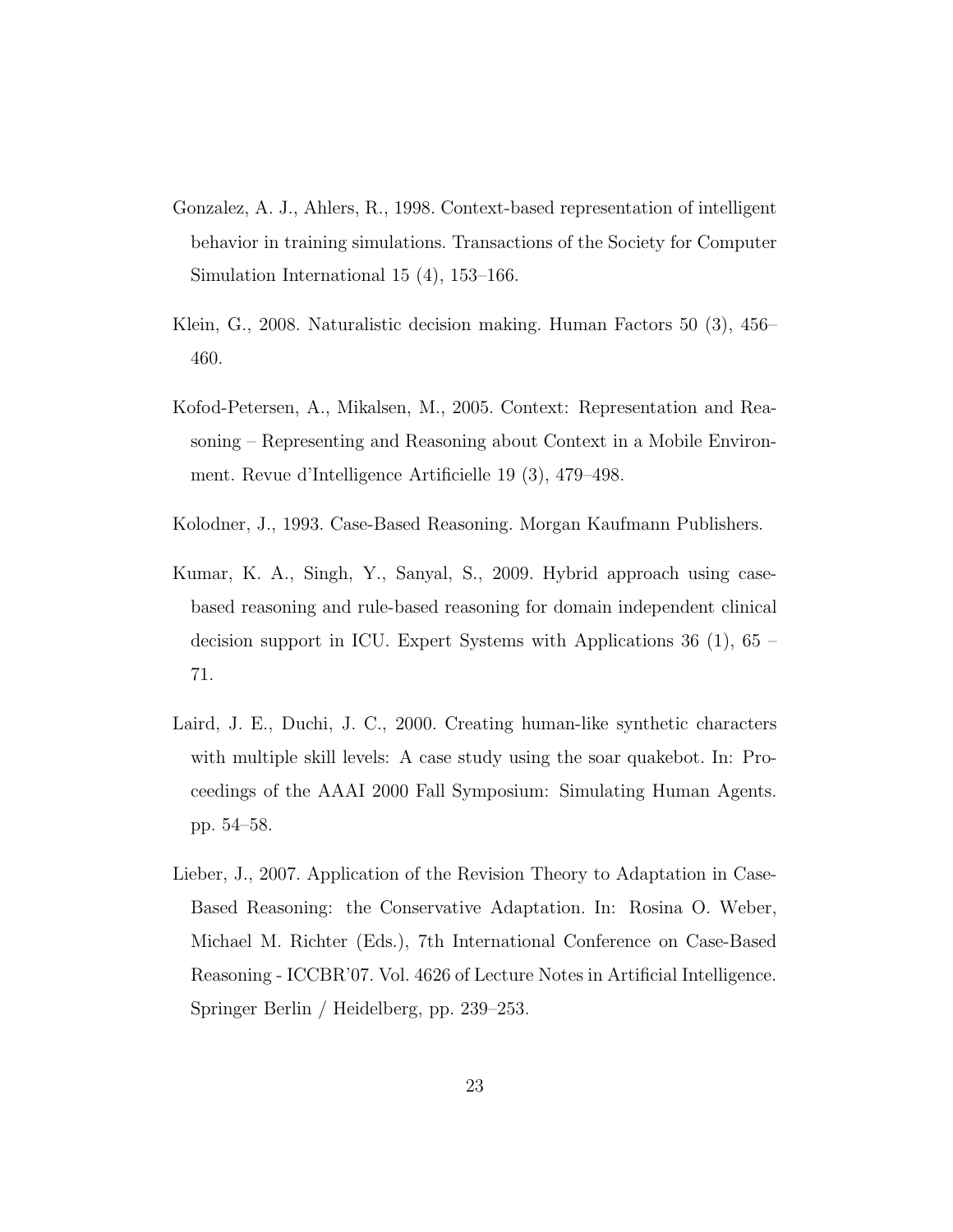Gonzalez, A. J., Ahlers, R., 1998. Context-based representation of intelligent behavior in training simulations. Transactions of the Society for Computer Simulation International 15 (4), 153–166.

Klein, G., 2008. Naturalistic decision making. Human Factors 50 (3), 456–460.

Kofod-Petersen, A., Mikalsen, M., 2005. Context: Representation and Reasoning – Representing and Reasoning about Context in a Mobile Environment. Revue d'Intelligence Artificielle 19 (3), 479–498.

Kolodner, J., 1993. Case-Based Reasoning. Morgan Kaufmann Publishers.

Kumar, K. A., Singh, Y., Sanyal, S., 2009. Hybrid approach using case-based reasoning and rule-based reasoning for domain independent clinical decision support in ICU. Expert Systems with Applications 36 (1), 65 – 71.

Laird, J. E., Duchi, J. C., 2000. Creating human-like synthetic characters with multiple skill levels: A case study using the soar quakebot. In: Proceedings of the AAAI 2000 Fall Symposium: Simulating Human Agents. pp. 54–58.

Lieber, J., 2007. Application of the Revision Theory to Adaptation in Case-Based Reasoning: the Conservative Adaptation. In: Rosina O. Weber, Michael M. Richter (Eds.), 7th International Conference on Case-Based Reasoning - ICCBR'07. Vol. 4626 of Lecture Notes in Artificial Intelligence. Springer Berlin / Heidelberg, pp. 239–253.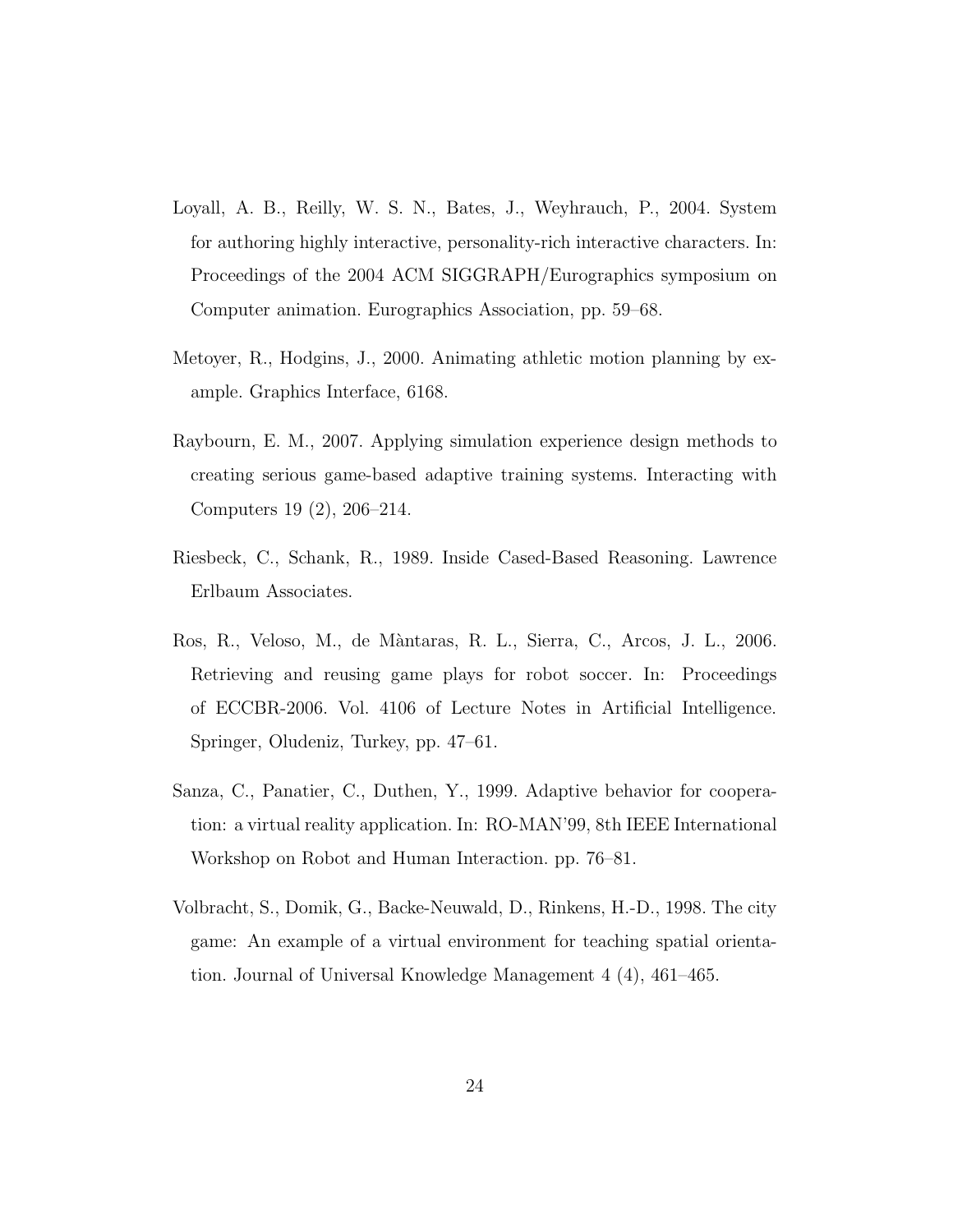Loyall, A. B., Reilly, W. S. N., Bates, J., Weyhrauch, P., 2004. System for authoring highly interactive, personality-rich interactive characters. In: Proceedings of the 2004 ACM SIGGRAPH/Eurographics symposium on Computer animation. Eurographics Association, pp. 59–68.

Metoyer, R., Hodgins, J., 2000. Animating athletic motion planning by example. Graphics Interface, 6168.

Raybourn, E. M., 2007. Applying simulation experience design methods to creating serious game-based adaptive training systems. Interacting with Computers 19 (2), 206–214.

Riesbeck, C., Schank, R., 1989. Inside Cased-Based Reasoning. Lawrence Erlbaum Associates.

Ros, R., Veloso, M., de Màntaras, R. L., Sierra, C., Arcos, J. L., 2006. Retrieving and reusing game plays for robot soccer. In: Proceedings of ECCBR-2006. Vol. 4106 of Lecture Notes in Artificial Intelligence. Springer, Oludeniz, Turkey, pp. 47–61.

Sanza, C., Panatier, C., Duthen, Y., 1999. Adaptive behavior for cooperation: a virtual reality application. In: RO-MAN'99, 8th IEEE International Workshop on Robot and Human Interaction. pp. 76–81.

Volbracht, S., Domik, G., Backe-Neuwald, D., Rinkens, H.-D., 1998. The city game: An example of a virtual environment for teaching spatial orientation. Journal of Universal Knowledge Management 4 (4), 461–465.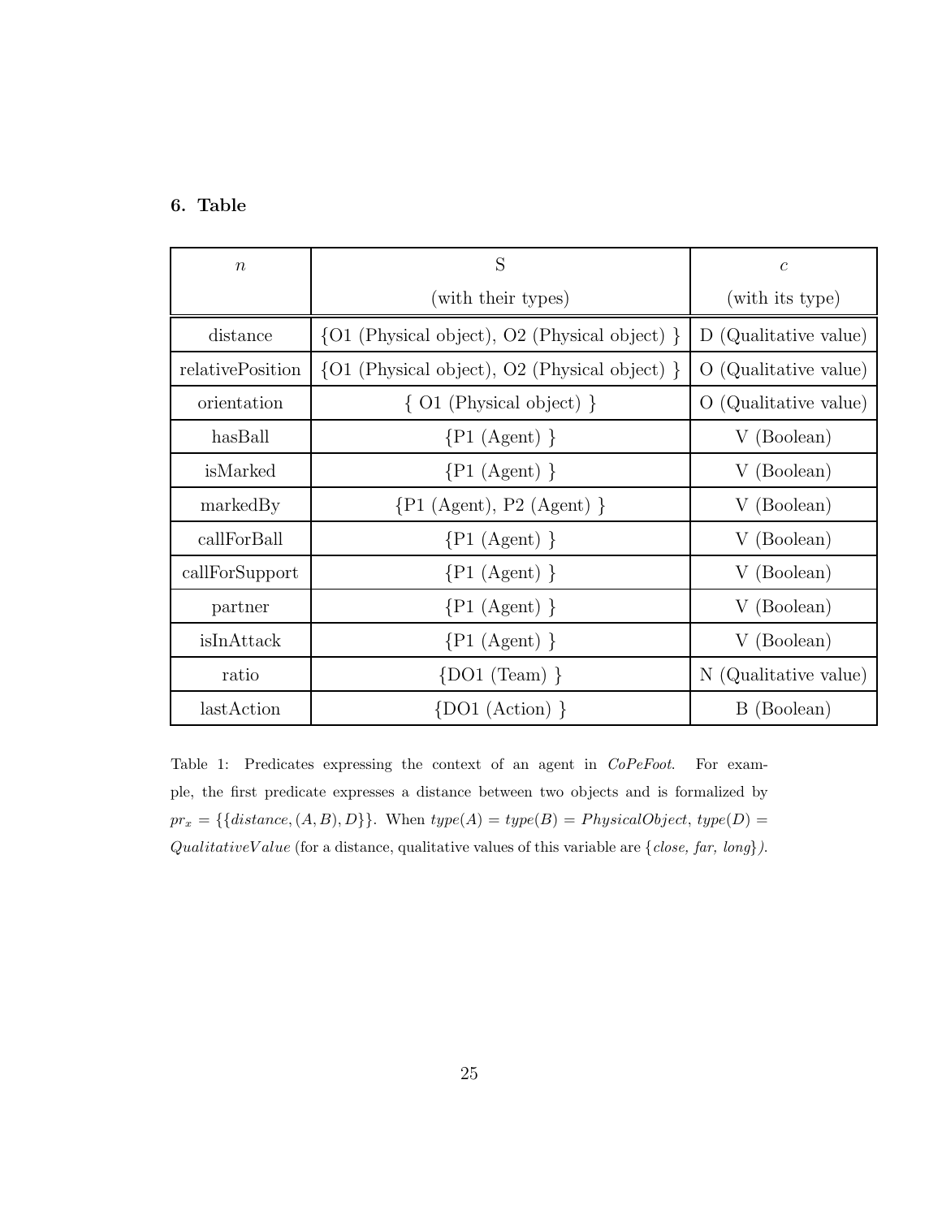## 6. Table

| $n$ | S (with their types) | $c$ (with its type) |
|---|---|---|
| distance | {O1 (Physical object), O2 (Physical object) } | D (Qualitative value) |
| relativePosition | {O1 (Physical object), O2 (Physical object) } | O (Qualitative value) |
| orientation | { O1 (Physical object) } | O (Qualitative value) |
| hasBall | {P1 (Agent) } | V (Boolean) |
| isMarked | {P1 (Agent) } | V (Boolean) |
| markedBy | {P1 (Agent), P2 (Agent) } | V (Boolean) |
| callForBall | {P1 (Agent) } | V (Boolean) |
| callForSupport | {P1 (Agent) } | V (Boolean) |
| partner | {P1 (Agent) } | V (Boolean) |
| isInAttack | {P1 (Agent) } | V (Boolean) |
| ratio | {DO1 (Team) } | N (Qualitative value) |
| lastAction | {DO1 (Action) } | B (Boolean) |

Table 1: Predicates expressing the context of an agent in *CoPeFoot*. For example, the first predicate expresses a distance between two objects and is formalized by $pr_x = \{\{distance, (A, B), D\}\}$. When $type(A) = type(B) = PhysicalObject$, $type(D) = QualitativeValue$ (for a distance, qualitative values of this variable are {*close, far, long*}).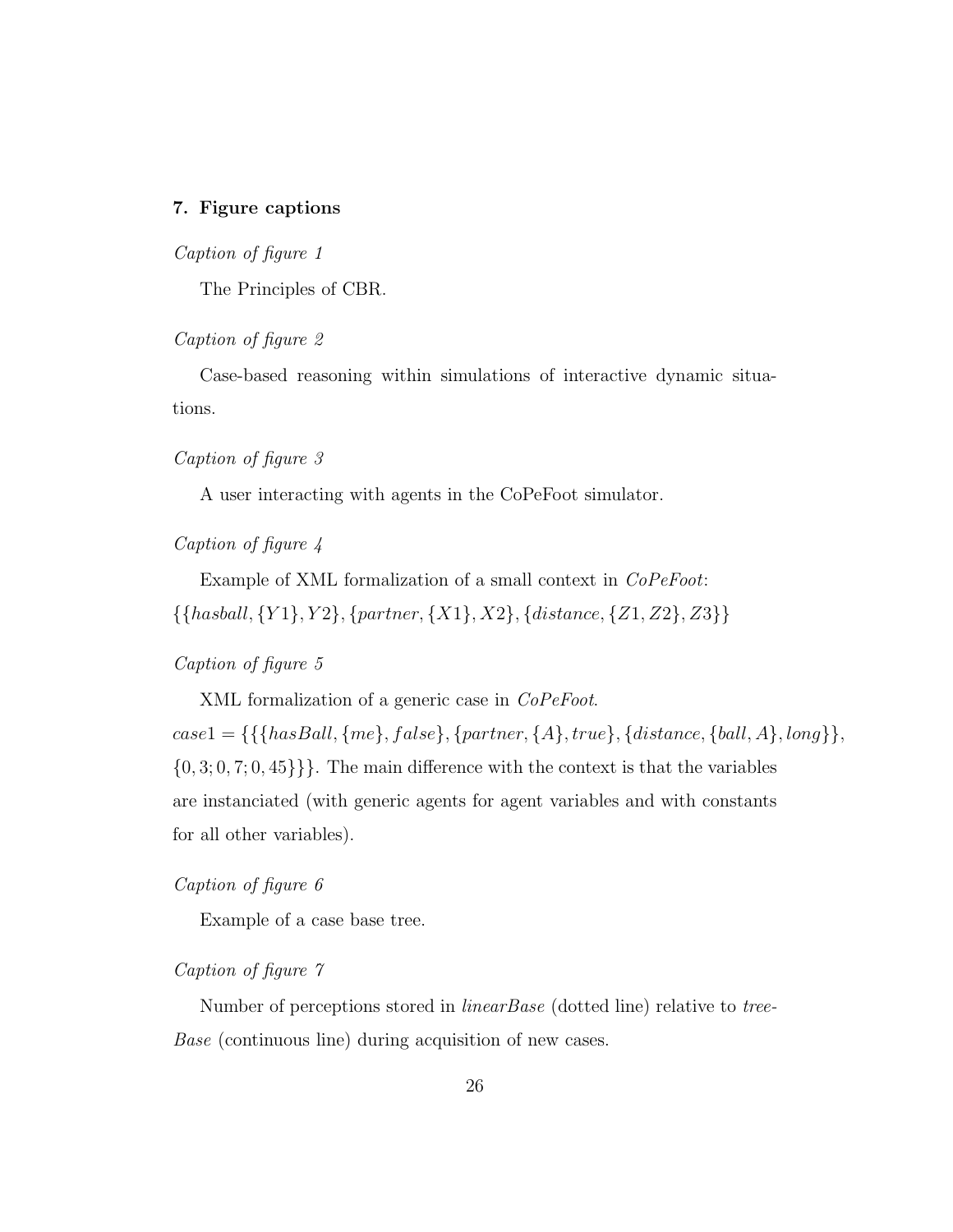## 7. Figure captions

*Caption of figure 1*

The Principles of CBR.

*Caption of figure 2*

Case-based reasoning within simulations of interactive dynamic situations.

*Caption of figure 3*

A user interacting with agents in the CoPeFoot simulator.

*Caption of figure 4*

Example of XML formalization of a small context in *CoPeFoot*: $\{\{hasball, \{Y1\}, Y2\}, \{partner, \{X1\}, X2\}, \{distance, \{Z1, Z2\}, Z3\}\}$

*Caption of figure 5*

XML formalization of a generic case in *CoPeFoot*. $case1 = \{\{\{hasBall, \{me\}, false\}, \{partner, \{A\}, true\}, \{distance, \{ball, A\}, long\}\}, \{0,3; 0,7; 0,45\}\}\}$. The main difference with the context is that the variables are instanciated (with generic agents for agent variables and with constants for all other variables).

*Caption of figure 6*

Example of a case base tree.

*Caption of figure 7*

Number of perceptions stored in *linearBase* (dotted line) relative to *treeBase* (continuous line) during acquisition of new cases.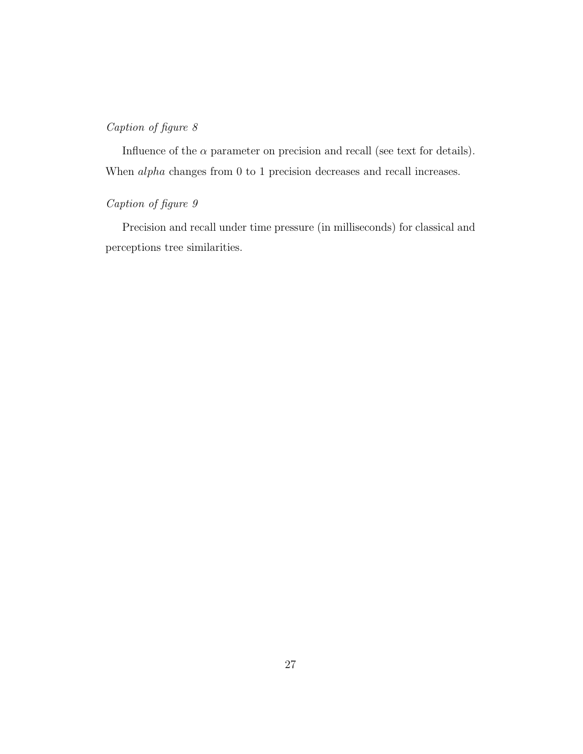*Caption of figure 8*

Influence of the $\alpha$ parameter on precision and recall (see text for details). When *alpha* changes from 0 to 1 precision decreases and recall increases.

*Caption of figure 9*

Precision and recall under time pressure (in milliseconds) for classical and perceptions tree similarities.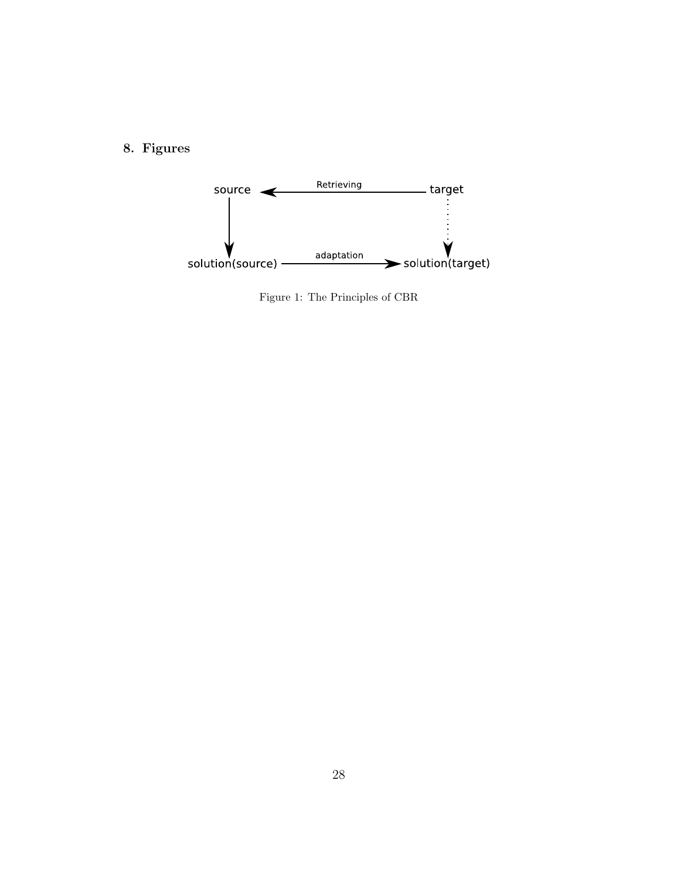## 8. Figures

Figure 1: The Principles of CBR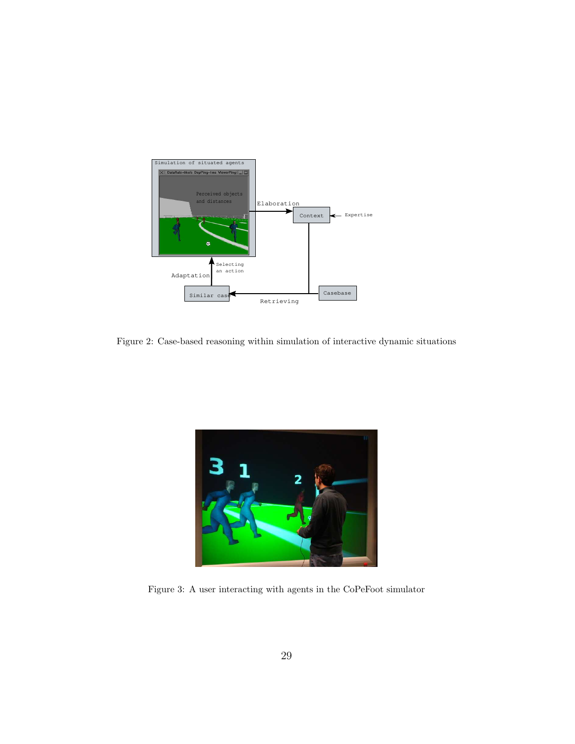Figure 2: Case-based reasoning within simulation of interactive dynamic situations

Figure 3: A user interacting with agents in the CoPeFoot simulator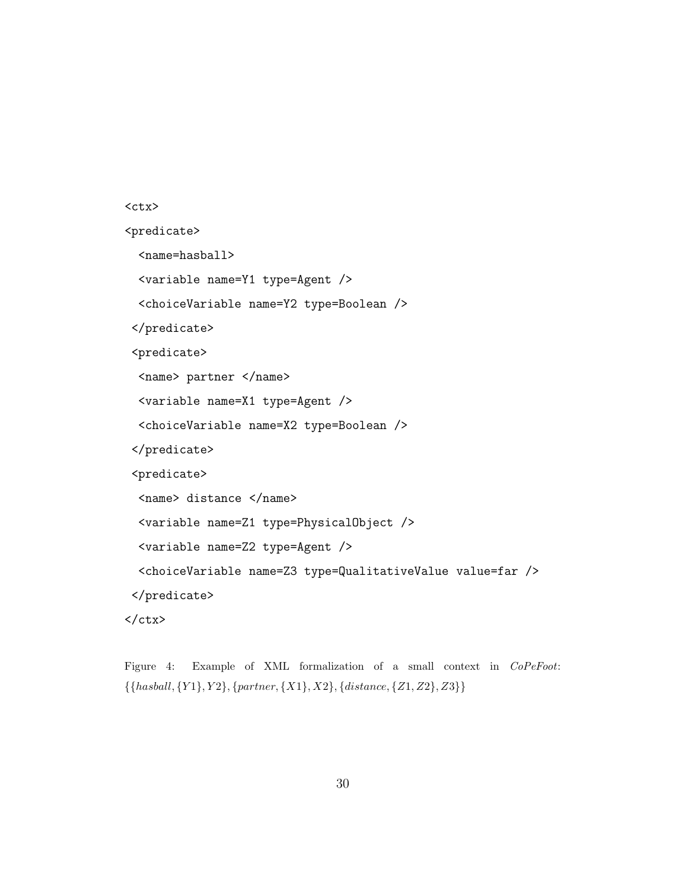```
<ctx>
<predicate>
  <name=hasball>
  <variable name=Y1 type=Agent />
  <choiceVariable name=Y2 type=Boolean />
 </predicate>
 <predicate>
  <name> partner </name>
  <variable name=X1 type=Agent />
  <choiceVariable name=X2 type=Boolean />
 </predicate>
 <predicate>
  <name> distance </name>
  <variable name=Z1 type=PhysicalObject />
  <variable name=Z2 type=Agent />
  <choiceVariable name=Z3 type=QualitativeValue value=far />
 </predicate>
</ctx>
```

Figure 4: Example of XML formalization of a small context in *CoPeFoot*: $\{\{hasball, \{Y1\}, Y2\}, \{partner, \{X1\}, X2\}, \{distance, \{Z1, Z2\}, Z3\}\}$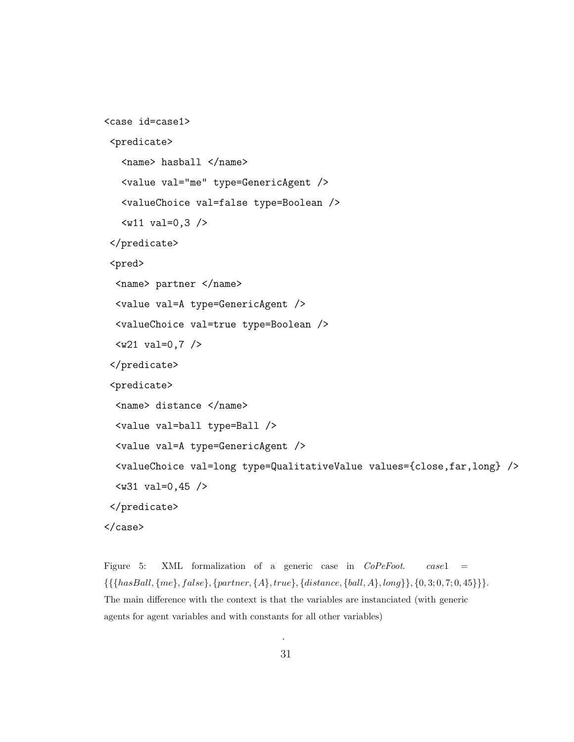```
<case id=case1>
 <predicate>
   <name> hasball </name>
   <value val="me" type=GenericAgent />
   <valueChoice val=false type=Boolean />
   <w11 val=0,3 />
 </predicate>
 <pred>
  <name> partner </name>
  <value val=A type=GenericAgent />
  <valueChoice val=true type=Boolean />
  <w21 val=0,7 />
 </predicate>
 <predicate>
  <name> distance </name>
  <value val=ball type=Ball />
  <value val=A type=GenericAgent />
  <valueChoice val=long type=QualitativeValue values={close,far,long} />
  <w31 val=0,45 />
 </predicate>
</case>
```

Figure 5: XML formalization of a generic case in *CoPeFoot*. $case1 = \{\{\{hasBall, \{me\}, false\}, \{partner, \{A\}, true\}, \{distance, \{ball, A\}, long\}\}, \{0,3; 0,7; 0,45\}\}\}$. The main difference with the context is that the variables are instanciated (with generic agents for agent variables and with constants for all other variables)

.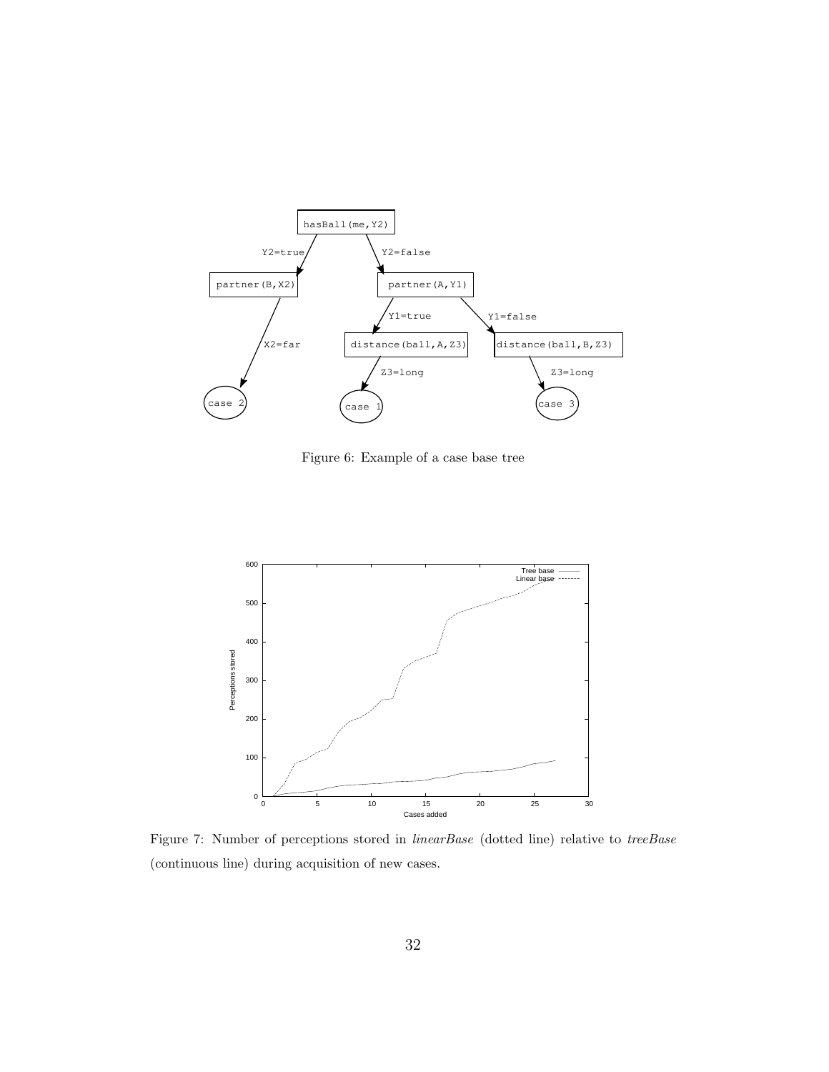Figure 6: Example of a case base tree

Figure 7: Number of perceptions stored in *linearBase* (dotted line) relative to *treeBase* (continuous line) during acquisition of new cases.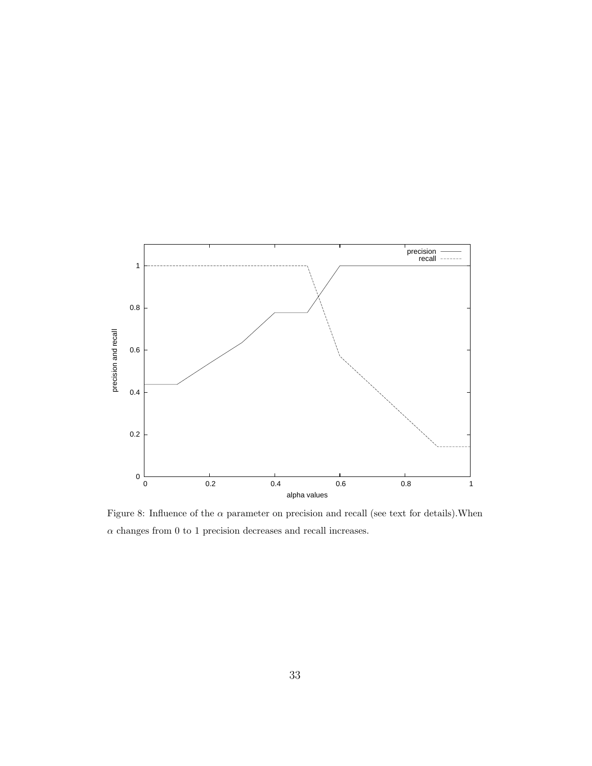Figure 8: Influence of the $\alpha$ parameter on precision and recall (see text for details).When $\alpha$ changes from 0 to 1 precision decreases and recall increases.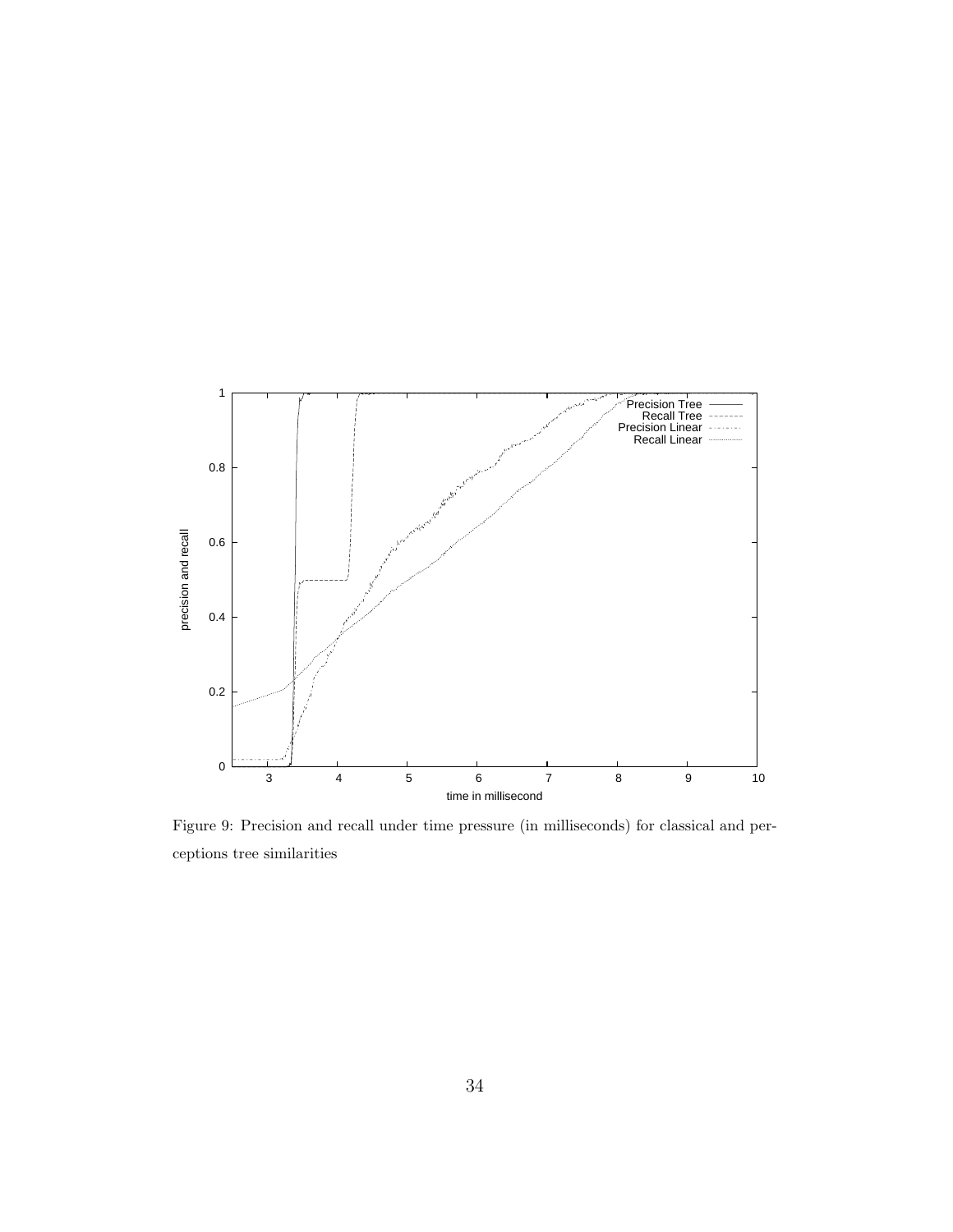Figure 9: Precision and recall under time pressure (in milliseconds) for classical and perceptions tree similarities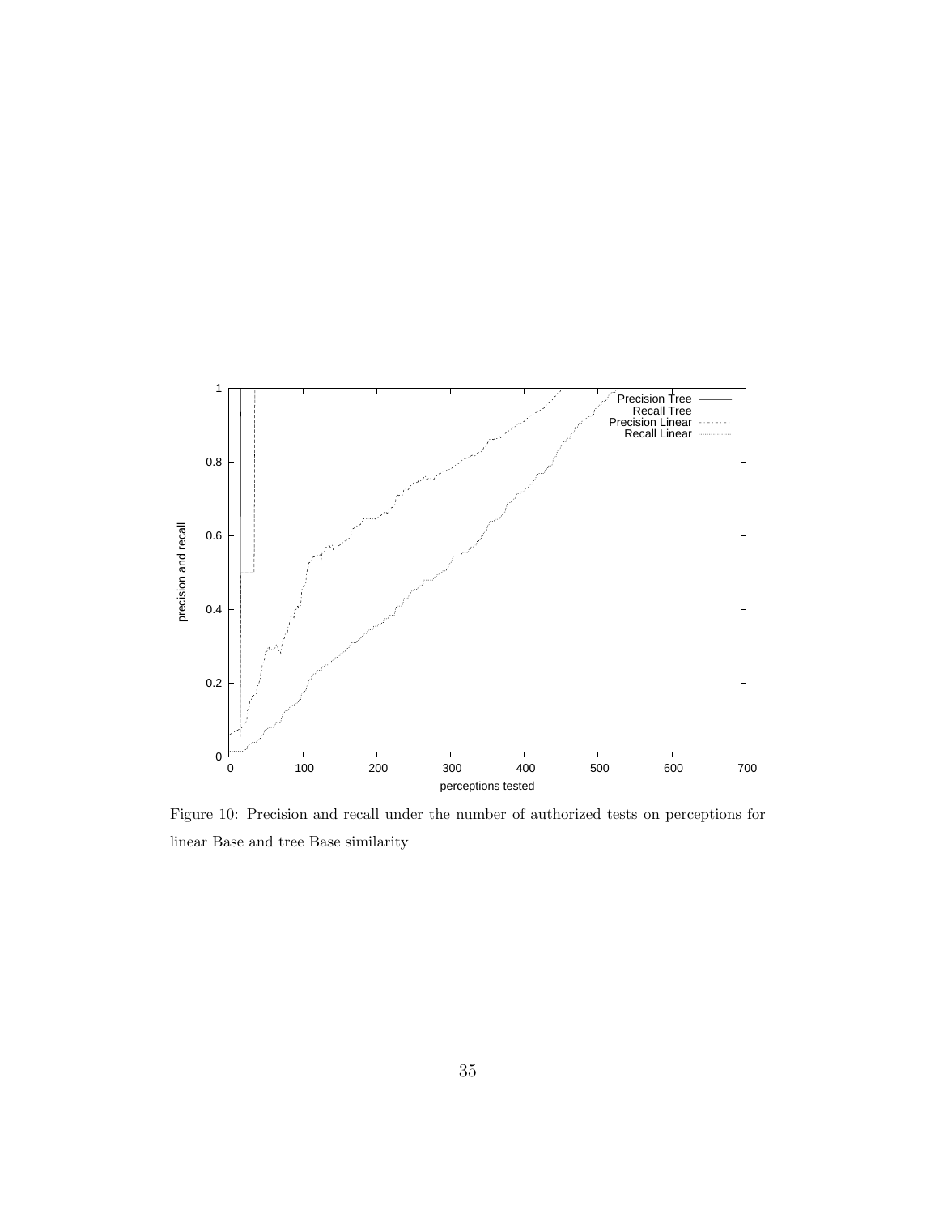Figure 10: Precision and recall under the number of authorized tests on perceptions for linear Base and tree Base similarity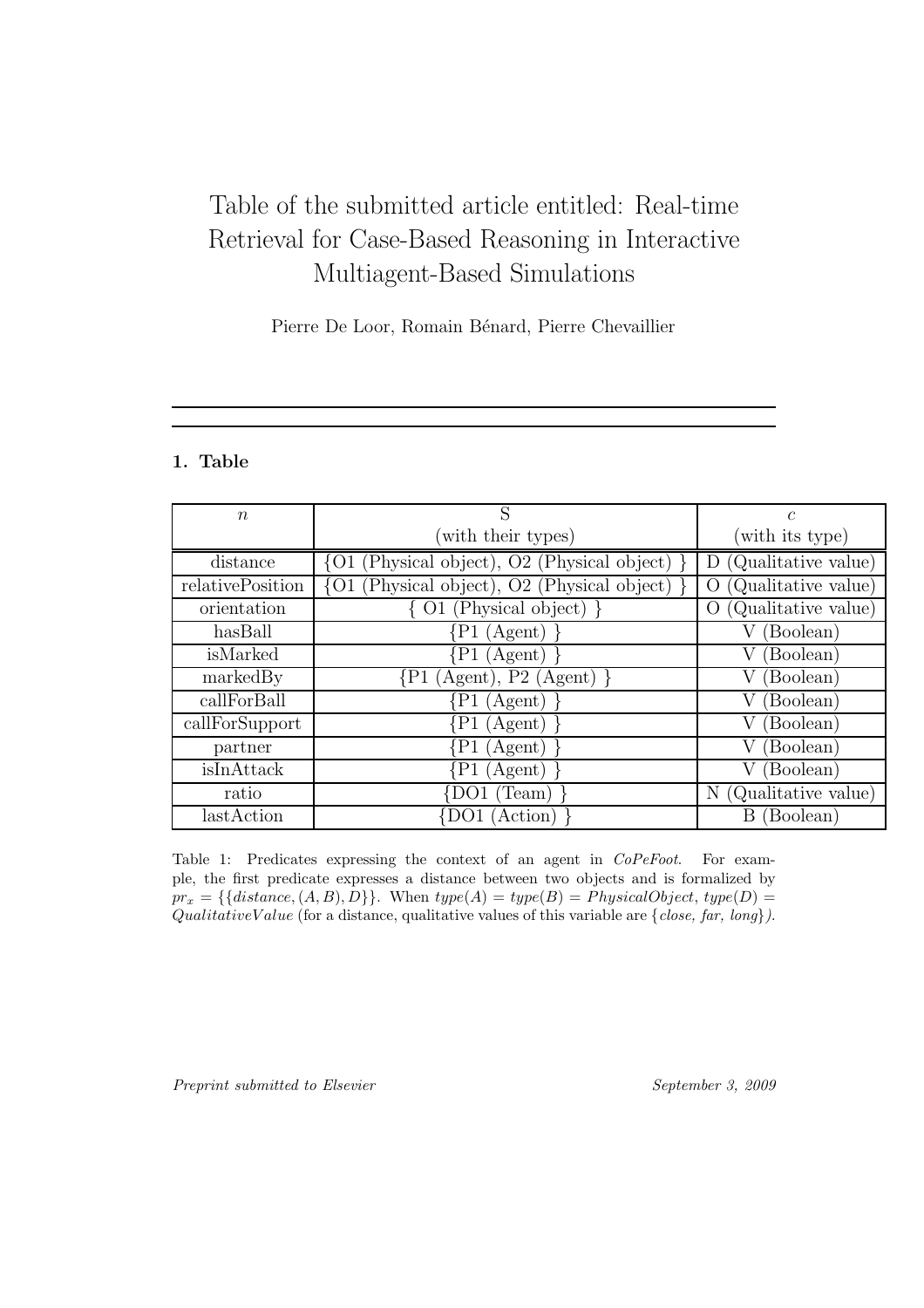# Table of the submitted article entitled: Real-time Retrieval for Case-Based Reasoning in Interactive Multiagent-Based Simulations

Pierre De Loor, Romain Bénard, Pierre Chevaillier

## 1. Table

| $n$ | S (with their types) | $c$ (with its type) |
|---|---|---|
| distance | {O1 (Physical object), O2 (Physical object) } | D (Qualitative value) |
| relativePosition | {O1 (Physical object), O2 (Physical object) } | O (Qualitative value) |
| orientation | { O1 (Physical object) } | O (Qualitative value) |
| hasBall | {P1 (Agent) } | V (Boolean) |
| isMarked | {P1 (Agent) } | V (Boolean) |
| markedBy | {P1 (Agent), P2 (Agent) } | V (Boolean) |
| callForBall | {P1 (Agent) } | V (Boolean) |
| callForSupport | {P1 (Agent) } | V (Boolean) |
| partner | {P1 (Agent) } | V (Boolean) |
| isInAttack | {P1 (Agent) } | V (Boolean) |
| ratio | {DO1 (Team) } | N (Qualitative value) |
| lastAction | {DO1 (Action) } | B (Boolean) |

Table 1: Predicates expressing the context of an agent in *CoPeFoot*. For example, the first predicate expresses a distance between two objects and is formalized by $pr_x = \{\{distance, (A, B), D\}\}$. When $type(A) = type(B) = PhysicalObject$, $type(D) = QualitativeValue$ (for a distance, qualitative values of this variable are {*close, far, long*}).

*Preprint submitted to Elsevier* *September 3, 2009*